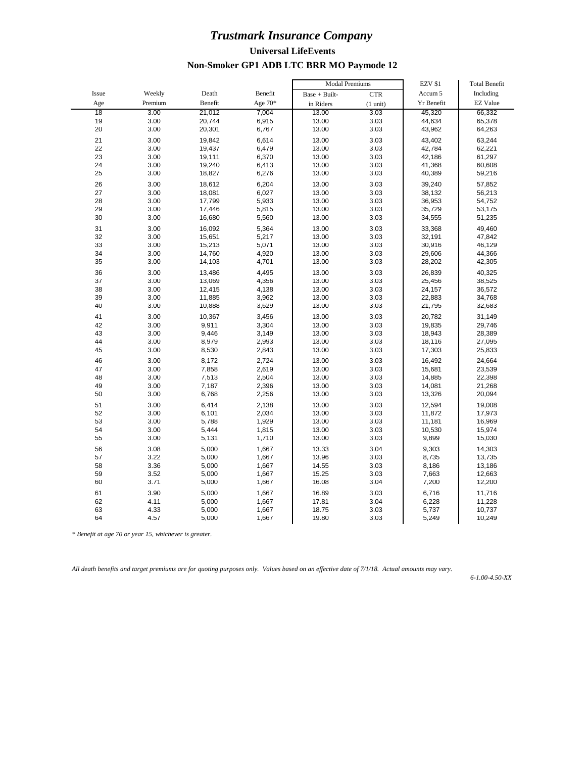# Trustmark Insurance Company

## Universal LifeEvents

### Non-Smoker GP1 ADB LTC BRR MO Paymode 12

| | | | | Modal Premiums | | EZV $1 | Total Benefit |
|---|---|---|---|---|---|---|---|
| Issue Age | Weekly Premium | Death Benefit | Benefit Age 70* | Base + Built-in Riders | CTR (1 unit) | Accum 5 Yr Benefit | Including EZ Value |
| 18 | 3.00 | 21,012 | 7,004 | 13.00 | 3.03 | 45,320 | 66,332 |
| 19 | 3.00 | 20,744 | 6,915 | 13.00 | 3.03 | 44,634 | 65,378 |
| 20 | 3.00 | 20,301 | 6,767 | 13.00 | 3.03 | 43,962 | 64,263 |
| 21 | 3.00 | 19,842 | 6,614 | 13.00 | 3.03 | 43,402 | 63,244 |
| 22 | 3.00 | 19,437 | 6,479 | 13.00 | 3.03 | 42,784 | 62,221 |
| 23 | 3.00 | 19,111 | 6,370 | 13.00 | 3.03 | 42,186 | 61,297 |
| 24 | 3.00 | 19,240 | 6,413 | 13.00 | 3.03 | 41,368 | 60,608 |
| 25 | 3.00 | 18,827 | 6,276 | 13.00 | 3.03 | 40,389 | 59,216 |
| 26 | 3.00 | 18,612 | 6,204 | 13.00 | 3.03 | 39,240 | 57,852 |
| 27 | 3.00 | 18,081 | 6,027 | 13.00 | 3.03 | 38,132 | 56,213 |
| 28 | 3.00 | 17,799 | 5,933 | 13.00 | 3.03 | 36,953 | 54,752 |
| 29 | 3.00 | 17,446 | 5,815 | 13.00 | 3.03 | 35,729 | 53,175 |
| 30 | 3.00 | 16,680 | 5,560 | 13.00 | 3.03 | 34,555 | 51,235 |
| 31 | 3.00 | 16,092 | 5,364 | 13.00 | 3.03 | 33,368 | 49,460 |
| 32 | 3.00 | 15,651 | 5,217 | 13.00 | 3.03 | 32,191 | 47,842 |
| 33 | 3.00 | 15,213 | 5,071 | 13.00 | 3.03 | 30,916 | 46,129 |
| 34 | 3.00 | 14,760 | 4,920 | 13.00 | 3.03 | 29,606 | 44,366 |
| 35 | 3.00 | 14,103 | 4,701 | 13.00 | 3.03 | 28,202 | 42,305 |
| 36 | 3.00 | 13,486 | 4,495 | 13.00 | 3.03 | 26,839 | 40,325 |
| 37 | 3.00 | 13,069 | 4,356 | 13.00 | 3.03 | 25,456 | 38,525 |
| 38 | 3.00 | 12,415 | 4,138 | 13.00 | 3.03 | 24,157 | 36,572 |
| 39 | 3.00 | 11,885 | 3,962 | 13.00 | 3.03 | 22,883 | 34,768 |
| 40 | 3.00 | 10,888 | 3,629 | 13.00 | 3.03 | 21,795 | 32,683 |
| 41 | 3.00 | 10,367 | 3,456 | 13.00 | 3.03 | 20,782 | 31,149 |
| 42 | 3.00 | 9,911 | 3,304 | 13.00 | 3.03 | 19,835 | 29,746 |
| 43 | 3.00 | 9,446 | 3,149 | 13.00 | 3.03 | 18,943 | 28,389 |
| 44 | 3.00 | 8,979 | 2,993 | 13.00 | 3.03 | 18,116 | 27,095 |
| 45 | 3.00 | 8,530 | 2,843 | 13.00 | 3.03 | 17,303 | 25,833 |
| 46 | 3.00 | 8,172 | 2,724 | 13.00 | 3.03 | 16,492 | 24,664 |
| 47 | 3.00 | 7,858 | 2,619 | 13.00 | 3.03 | 15,681 | 23,539 |
| 48 | 3.00 | 7,513 | 2,504 | 13.00 | 3.03 | 14,885 | 22,398 |
| 49 | 3.00 | 7,187 | 2,396 | 13.00 | 3.03 | 14,081 | 21,268 |
| 50 | 3.00 | 6,768 | 2,256 | 13.00 | 3.03 | 13,326 | 20,094 |
| 51 | 3.00 | 6,414 | 2,138 | 13.00 | 3.03 | 12,594 | 19,008 |
| 52 | 3.00 | 6,101 | 2,034 | 13.00 | 3.03 | 11,872 | 17,973 |
| 53 | 3.00 | 5,788 | 1,929 | 13.00 | 3.03 | 11,181 | 16,969 |
| 54 | 3.00 | 5,444 | 1,815 | 13.00 | 3.03 | 10,530 | 15,974 |
| 55 | 3.00 | 5,131 | 1,710 | 13.00 | 3.03 | 9,899 | 15,030 |
| 56 | 3.08 | 5,000 | 1,667 | 13.33 | 3.04 | 9,303 | 14,303 |
| 57 | 3.22 | 5,000 | 1,667 | 13.96 | 3.03 | 8,735 | 13,735 |
| 58 | 3.36 | 5,000 | 1,667 | 14.55 | 3.03 | 8,186 | 13,186 |
| 59 | 3.52 | 5,000 | 1,667 | 15.25 | 3.03 | 7,663 | 12,663 |
| 60 | 3.71 | 5,000 | 1,667 | 16.08 | 3.04 | 7,200 | 12,200 |
| 61 | 3.90 | 5,000 | 1,667 | 16.89 | 3.03 | 6,716 | 11,716 |
| 62 | 4.11 | 5,000 | 1,667 | 17.81 | 3.04 | 6,228 | 11,228 |
| 63 | 4.33 | 5,000 | 1,667 | 18.75 | 3.03 | 5,737 | 10,737 |
| 64 | 4.57 | 5,000 | 1,667 | 19.80 | 3.03 | 5,249 | 10,249 |

*\* Benefit at age 70 or year 15, whichever is greater.*

*All death benefits and target premiums are for quoting purposes only. Values based on an effective date of 7/1/18. Actual amounts may vary.*

*6-1.00-4.50-XX*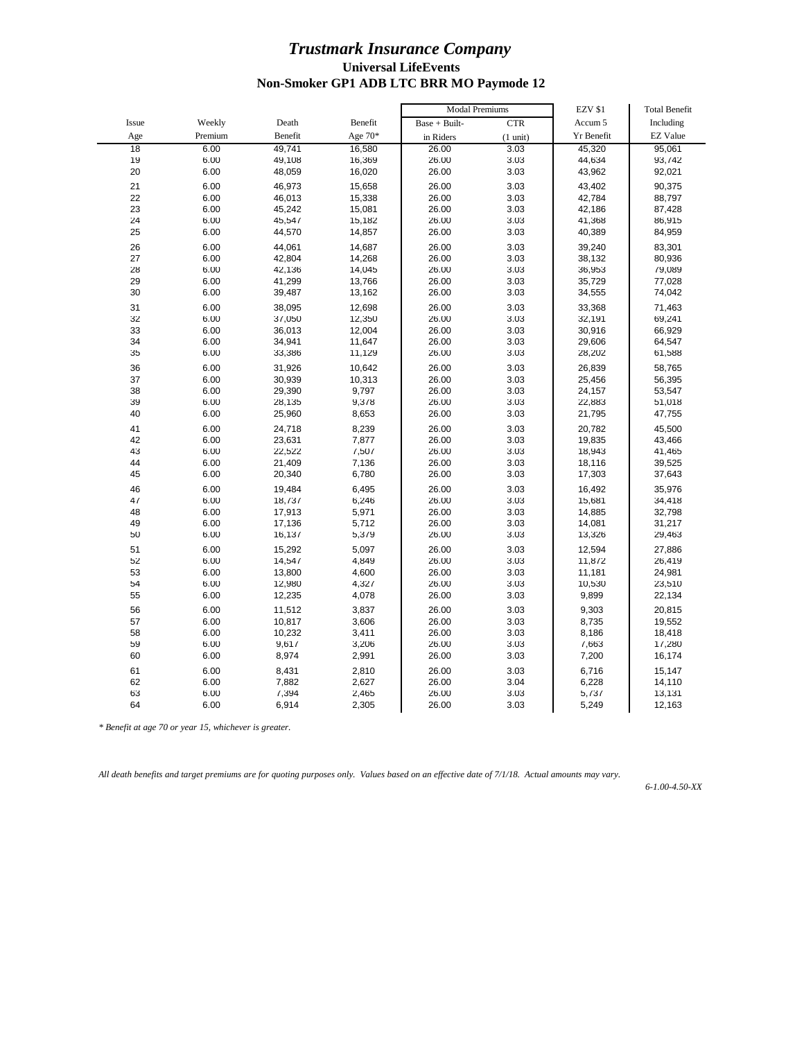# Trustmark Insurance Company

## Universal LifeEvents

## Non-Smoker GP1 ADB LTC BRR MO Paymode 12

| Issue Age | Weekly Premium | Death Benefit | Benefit Age 70* | Modal Premiums Base + Built-in Riders | CTR (1 unit) | EZV $1 Accum 5 Yr Benefit | Total Benefit Including EZ Value |
|---|---|---|---|---|---|---|---|
| 18 | 6.00 | 49,741 | 16,580 | 26.00 | 3.03 | 45,320 | 95,061 |
| 19 | 6.00 | 49,108 | 16,369 | 26.00 | 3.03 | 44,634 | 93,742 |
| 20 | 6.00 | 48,059 | 16,020 | 26.00 | 3.03 | 43,962 | 92,021 |
| 21 | 6.00 | 46,973 | 15,658 | 26.00 | 3.03 | 43,402 | 90,375 |
| 22 | 6.00 | 46,013 | 15,338 | 26.00 | 3.03 | 42,784 | 88,797 |
| 23 | 6.00 | 45,242 | 15,081 | 26.00 | 3.03 | 42,186 | 87,428 |
| 24 | 6.00 | 45,547 | 15,182 | 26.00 | 3.03 | 41,368 | 86,915 |
| 25 | 6.00 | 44,570 | 14,857 | 26.00 | 3.03 | 40,389 | 84,959 |
| 26 | 6.00 | 44,061 | 14,687 | 26.00 | 3.03 | 39,240 | 83,301 |
| 27 | 6.00 | 42,804 | 14,268 | 26.00 | 3.03 | 38,132 | 80,936 |
| 28 | 6.00 | 42,136 | 14,045 | 26.00 | 3.03 | 36,953 | 79,089 |
| 29 | 6.00 | 41,299 | 13,766 | 26.00 | 3.03 | 35,729 | 77,028 |
| 30 | 6.00 | 39,487 | 13,162 | 26.00 | 3.03 | 34,555 | 74,042 |
| 31 | 6.00 | 38,095 | 12,698 | 26.00 | 3.03 | 33,368 | 71,463 |
| 32 | 6.00 | 37,050 | 12,350 | 26.00 | 3.03 | 32,191 | 69,241 |
| 33 | 6.00 | 36,013 | 12,004 | 26.00 | 3.03 | 30,916 | 66,929 |
| 34 | 6.00 | 34,941 | 11,647 | 26.00 | 3.03 | 29,606 | 64,547 |
| 35 | 6.00 | 33,386 | 11,129 | 26.00 | 3.03 | 28,202 | 61,588 |
| 36 | 6.00 | 31,926 | 10,642 | 26.00 | 3.03 | 26,839 | 58,765 |
| 37 | 6.00 | 30,939 | 10,313 | 26.00 | 3.03 | 25,456 | 56,395 |
| 38 | 6.00 | 29,390 | 9,797 | 26.00 | 3.03 | 24,157 | 53,547 |
| 39 | 6.00 | 28,135 | 9,378 | 26.00 | 3.03 | 22,883 | 51,018 |
| 40 | 6.00 | 25,960 | 8,653 | 26.00 | 3.03 | 21,795 | 47,755 |
| 41 | 6.00 | 24,718 | 8,239 | 26.00 | 3.03 | 20,782 | 45,500 |
| 42 | 6.00 | 23,631 | 7,877 | 26.00 | 3.03 | 19,835 | 43,466 |
| 43 | 6.00 | 22,522 | 7,507 | 26.00 | 3.03 | 18,943 | 41,465 |
| 44 | 6.00 | 21,409 | 7,136 | 26.00 | 3.03 | 18,116 | 39,525 |
| 45 | 6.00 | 20,340 | 6,780 | 26.00 | 3.03 | 17,303 | 37,643 |
| 46 | 6.00 | 19,484 | 6,495 | 26.00 | 3.03 | 16,492 | 35,976 |
| 47 | 6.00 | 18,737 | 6,246 | 26.00 | 3.03 | 15,681 | 34,418 |
| 48 | 6.00 | 17,913 | 5,971 | 26.00 | 3.03 | 14,885 | 32,798 |
| 49 | 6.00 | 17,136 | 5,712 | 26.00 | 3.03 | 14,081 | 31,217 |
| 50 | 6.00 | 16,137 | 5,379 | 26.00 | 3.03 | 13,326 | 29,463 |
| 51 | 6.00 | 15,292 | 5,097 | 26.00 | 3.03 | 12,594 | 27,886 |
| 52 | 6.00 | 14,547 | 4,849 | 26.00 | 3.03 | 11,872 | 26,419 |
| 53 | 6.00 | 13,800 | 4,600 | 26.00 | 3.03 | 11,181 | 24,981 |
| 54 | 6.00 | 12,980 | 4,327 | 26.00 | 3.03 | 10,530 | 23,510 |
| 55 | 6.00 | 12,235 | 4,078 | 26.00 | 3.03 | 9,899 | 22,134 |
| 56 | 6.00 | 11,512 | 3,837 | 26.00 | 3.03 | 9,303 | 20,815 |
| 57 | 6.00 | 10,817 | 3,606 | 26.00 | 3.03 | 8,735 | 19,552 |
| 58 | 6.00 | 10,232 | 3,411 | 26.00 | 3.03 | 8,186 | 18,418 |
| 59 | 6.00 | 9,617 | 3,206 | 26.00 | 3.03 | 7,663 | 17,280 |
| 60 | 6.00 | 8,974 | 2,991 | 26.00 | 3.03 | 7,200 | 16,174 |
| 61 | 6.00 | 8,431 | 2,810 | 26.00 | 3.03 | 6,716 | 15,147 |
| 62 | 6.00 | 7,882 | 2,627 | 26.00 | 3.04 | 6,228 | 14,110 |
| 63 | 6.00 | 7,394 | 2,465 | 26.00 | 3.03 | 5,737 | 13,131 |
| 64 | 6.00 | 6,914 | 2,305 | 26.00 | 3.03 | 5,249 | 12,163 |

*\* Benefit at age 70 or year 15, whichever is greater.*

*All death benefits and target premiums are for quoting purposes only. Values based on an effective date of 7/1/18. Actual amounts may vary.*

*6-1.00-4.50-XX*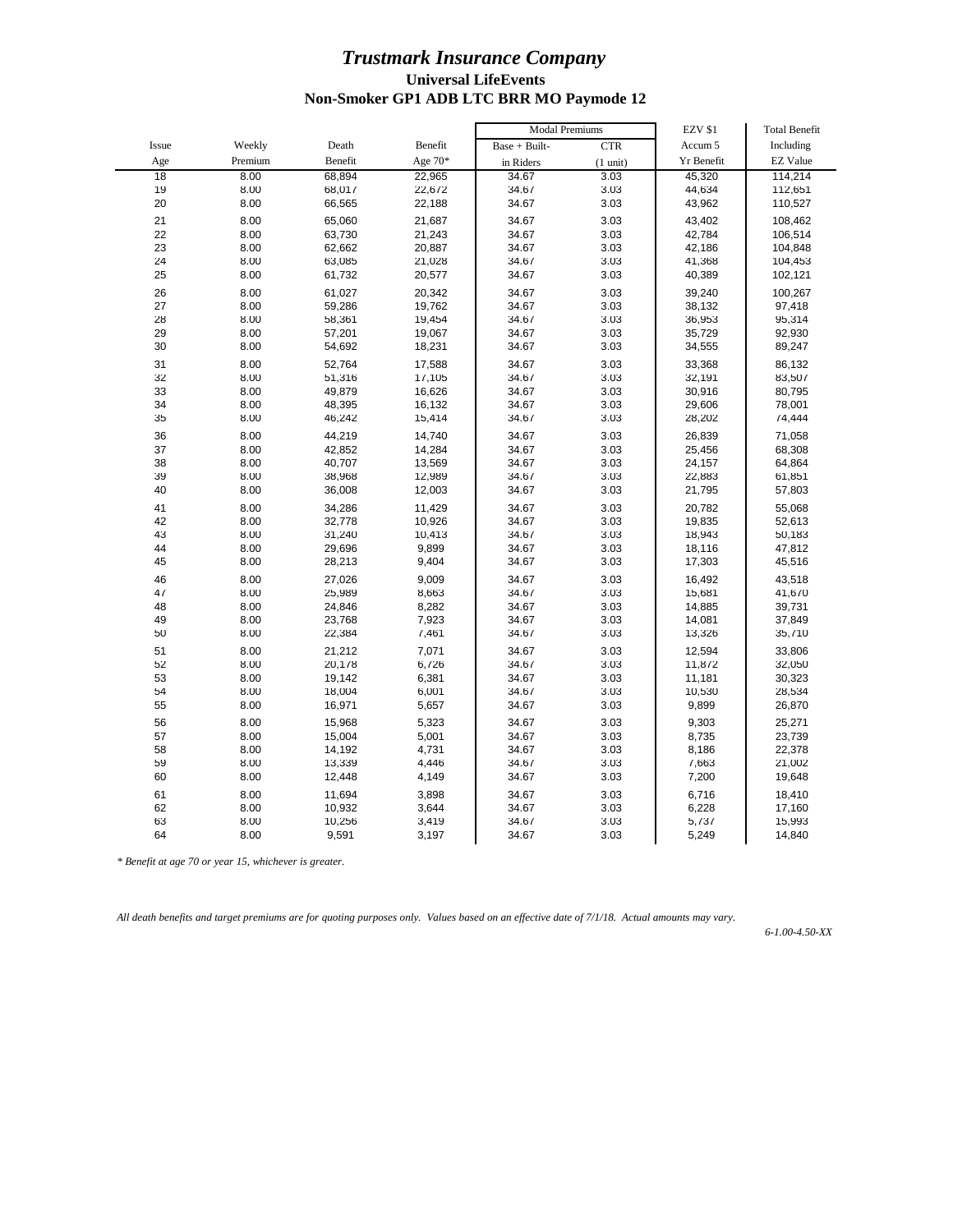# *Trustmark Insurance Company*

## Universal LifeEvents

## Non-Smoker GP1 ADB LTC BRR MO Paymode 12

| Issue Age | Weekly Premium | Death Benefit | Benefit Age 70* | Modal Premiums | | EZV $1 Accum 5 Yr Benefit | Total Benefit Including EZ Value |
|---|---|---|---|---|---|---|---|
| | | | | Base + Built-in Riders | CTR (1 unit) | | |
| 18 | 8.00 | 68,894 | 22,965 | 34.67 | 3.03 | 45,320 | 114,214 |
| 19 | 8.00 | 68,017 | 22,672 | 34.67 | 3.03 | 44,634 | 112,651 |
| 20 | 8.00 | 66,565 | 22,188 | 34.67 | 3.03 | 43,962 | 110,527 |
| 21 | 8.00 | 65,060 | 21,687 | 34.67 | 3.03 | 43,402 | 108,462 |
| 22 | 8.00 | 63,730 | 21,243 | 34.67 | 3.03 | 42,784 | 106,514 |
| 23 | 8.00 | 62,662 | 20,887 | 34.67 | 3.03 | 42,186 | 104,848 |
| 24 | 8.00 | 63,085 | 21,028 | 34.67 | 3.03 | 41,368 | 104,453 |
| 25 | 8.00 | 61,732 | 20,577 | 34.67 | 3.03 | 40,389 | 102,121 |
| 26 | 8.00 | 61,027 | 20,342 | 34.67 | 3.03 | 39,240 | 100,267 |
| 27 | 8.00 | 59,286 | 19,762 | 34.67 | 3.03 | 38,132 | 97,418 |
| 28 | 8.00 | 58,361 | 19,454 | 34.67 | 3.03 | 36,953 | 95,314 |
| 29 | 8.00 | 57,201 | 19,067 | 34.67 | 3.03 | 35,729 | 92,930 |
| 30 | 8.00 | 54,692 | 18,231 | 34.67 | 3.03 | 34,555 | 89,247 |
| 31 | 8.00 | 52,764 | 17,588 | 34.67 | 3.03 | 33,368 | 86,132 |
| 32 | 8.00 | 51,316 | 17,105 | 34.67 | 3.03 | 32,191 | 83,507 |
| 33 | 8.00 | 49,879 | 16,626 | 34.67 | 3.03 | 30,916 | 80,795 |
| 34 | 8.00 | 48,395 | 16,132 | 34.67 | 3.03 | 29,606 | 78,001 |
| 35 | 8.00 | 46,242 | 15,414 | 34.67 | 3.03 | 28,202 | 74,444 |
| 36 | 8.00 | 44,219 | 14,740 | 34.67 | 3.03 | 26,839 | 71,058 |
| 37 | 8.00 | 42,852 | 14,284 | 34.67 | 3.03 | 25,456 | 68,308 |
| 38 | 8.00 | 40,707 | 13,569 | 34.67 | 3.03 | 24,157 | 64,864 |
| 39 | 8.00 | 38,968 | 12,989 | 34.67 | 3.03 | 22,883 | 61,851 |
| 40 | 8.00 | 36,008 | 12,003 | 34.67 | 3.03 | 21,795 | 57,803 |
| 41 | 8.00 | 34,286 | 11,429 | 34.67 | 3.03 | 20,782 | 55,068 |
| 42 | 8.00 | 32,778 | 10,926 | 34.67 | 3.03 | 19,835 | 52,613 |
| 43 | 8.00 | 31,240 | 10,413 | 34.67 | 3.03 | 18,943 | 50,183 |
| 44 | 8.00 | 29,696 | 9,899 | 34.67 | 3.03 | 18,116 | 47,812 |
| 45 | 8.00 | 28,213 | 9,404 | 34.67 | 3.03 | 17,303 | 45,516 |
| 46 | 8.00 | 27,026 | 9,009 | 34.67 | 3.03 | 16,492 | 43,518 |
| 47 | 8.00 | 25,989 | 8,663 | 34.67 | 3.03 | 15,681 | 41,670 |
| 48 | 8.00 | 24,846 | 8,282 | 34.67 | 3.03 | 14,885 | 39,731 |
| 49 | 8.00 | 23,768 | 7,923 | 34.67 | 3.03 | 14,081 | 37,849 |
| 50 | 8.00 | 22,384 | 7,461 | 34.67 | 3.03 | 13,326 | 35,710 |
| 51 | 8.00 | 21,212 | 7,071 | 34.67 | 3.03 | 12,594 | 33,806 |
| 52 | 8.00 | 20,178 | 6,726 | 34.67 | 3.03 | 11,872 | 32,050 |
| 53 | 8.00 | 19,142 | 6,381 | 34.67 | 3.03 | 11,181 | 30,323 |
| 54 | 8.00 | 18,004 | 6,001 | 34.67 | 3.03 | 10,530 | 28,534 |
| 55 | 8.00 | 16,971 | 5,657 | 34.67 | 3.03 | 9,899 | 26,870 |
| 56 | 8.00 | 15,968 | 5,323 | 34.67 | 3.03 | 9,303 | 25,271 |
| 57 | 8.00 | 15,004 | 5,001 | 34.67 | 3.03 | 8,735 | 23,739 |
| 58 | 8.00 | 14,192 | 4,731 | 34.67 | 3.03 | 8,186 | 22,378 |
| 59 | 8.00 | 13,339 | 4,446 | 34.67 | 3.03 | 7,663 | 21,002 |
| 60 | 8.00 | 12,448 | 4,149 | 34.67 | 3.03 | 7,200 | 19,648 |
| 61 | 8.00 | 11,694 | 3,898 | 34.67 | 3.03 | 6,716 | 18,410 |
| 62 | 8.00 | 10,932 | 3,644 | 34.67 | 3.03 | 6,228 | 17,160 |
| 63 | 8.00 | 10,256 | 3,419 | 34.67 | 3.03 | 5,737 | 15,993 |
| 64 | 8.00 | 9,591 | 3,197 | 34.67 | 3.03 | 5,249 | 14,840 |

*\* Benefit at age 70 or year 15, whichever is greater.*

*All death benefits and target premiums are for quoting purposes only. Values based on an effective date of 7/1/18. Actual amounts may vary.*

*6-1.00-4.50-XX*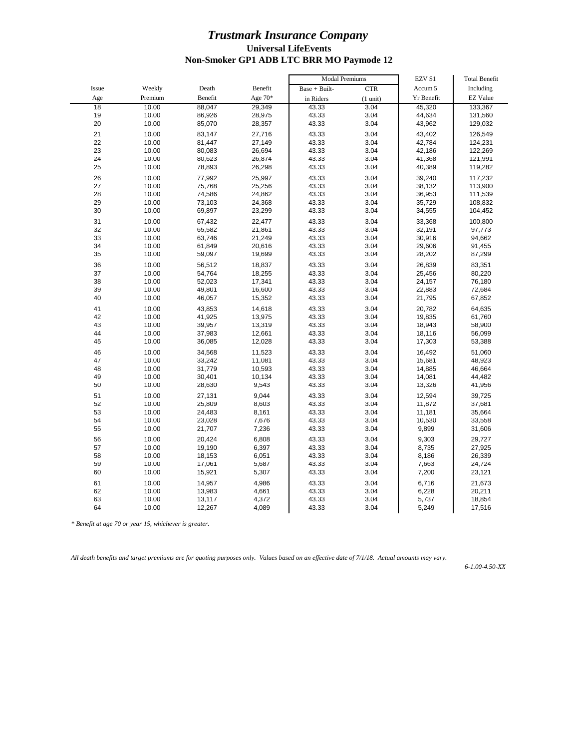# Trustmark Insurance Company

**Universal LifeEvents**

**Non-Smoker GP1 ADB LTC BRR MO Paymode 12**

| | | | | Modal Premiums | | EZV $1 | Total Benefit |
|---|---|---|---|---|---|---|---|
| Issue Age | Weekly Premium | Death Benefit | Benefit Age 70* | Base + Built-in Riders | CTR (1 unit) | Accum 5 Yr Benefit | Including EZ Value |
| 18 | 10.00 | 88,047 | 29,349 | 43.33 | 3.04 | 45,320 | 133,367 |
| 19 | 10.00 | 86,926 | 28,975 | 43.33 | 3.04 | 44,634 | 131,560 |
| 20 | 10.00 | 85,070 | 28,357 | 43.33 | 3.04 | 43,962 | 129,032 |
| 21 | 10.00 | 83,147 | 27,716 | 43.33 | 3.04 | 43,402 | 126,549 |
| 22 | 10.00 | 81,447 | 27,149 | 43.33 | 3.04 | 42,784 | 124,231 |
| 23 | 10.00 | 80,083 | 26,694 | 43.33 | 3.04 | 42,186 | 122,269 |
| 24 | 10.00 | 80,623 | 26,874 | 43.33 | 3.04 | 41,368 | 121,991 |
| 25 | 10.00 | 78,893 | 26,298 | 43.33 | 3.04 | 40,389 | 119,282 |
| 26 | 10.00 | 77,992 | 25,997 | 43.33 | 3.04 | 39,240 | 117,232 |
| 27 | 10.00 | 75,768 | 25,256 | 43.33 | 3.04 | 38,132 | 113,900 |
| 28 | 10.00 | 74,586 | 24,862 | 43.33 | 3.04 | 36,953 | 111,539 |
| 29 | 10.00 | 73,103 | 24,368 | 43.33 | 3.04 | 35,729 | 108,832 |
| 30 | 10.00 | 69,897 | 23,299 | 43.33 | 3.04 | 34,555 | 104,452 |
| 31 | 10.00 | 67,432 | 22,477 | 43.33 | 3.04 | 33,368 | 100,800 |
| 32 | 10.00 | 65,582 | 21,861 | 43.33 | 3.04 | 32,191 | 97,773 |
| 33 | 10.00 | 63,746 | 21,249 | 43.33 | 3.04 | 30,916 | 94,662 |
| 34 | 10.00 | 61,849 | 20,616 | 43.33 | 3.04 | 29,606 | 91,455 |
| 35 | 10.00 | 59,097 | 19,699 | 43.33 | 3.04 | 28,202 | 87,299 |
| 36 | 10.00 | 56,512 | 18,837 | 43.33 | 3.04 | 26,839 | 83,351 |
| 37 | 10.00 | 54,764 | 18,255 | 43.33 | 3.04 | 25,456 | 80,220 |
| 38 | 10.00 | 52,023 | 17,341 | 43.33 | 3.04 | 24,157 | 76,180 |
| 39 | 10.00 | 49,801 | 16,600 | 43.33 | 3.04 | 22,883 | 72,684 |
| 40 | 10.00 | 46,057 | 15,352 | 43.33 | 3.04 | 21,795 | 67,852 |
| 41 | 10.00 | 43,853 | 14,618 | 43.33 | 3.04 | 20,782 | 64,635 |
| 42 | 10.00 | 41,925 | 13,975 | 43.33 | 3.04 | 19,835 | 61,760 |
| 43 | 10.00 | 39,957 | 13,319 | 43.33 | 3.04 | 18,943 | 58,900 |
| 44 | 10.00 | 37,983 | 12,661 | 43.33 | 3.04 | 18,116 | 56,099 |
| 45 | 10.00 | 36,085 | 12,028 | 43.33 | 3.04 | 17,303 | 53,388 |
| 46 | 10.00 | 34,568 | 11,523 | 43.33 | 3.04 | 16,492 | 51,060 |
| 47 | 10.00 | 33,242 | 11,081 | 43.33 | 3.04 | 15,681 | 48,923 |
| 48 | 10.00 | 31,779 | 10,593 | 43.33 | 3.04 | 14,885 | 46,664 |
| 49 | 10.00 | 30,401 | 10,134 | 43.33 | 3.04 | 14,081 | 44,482 |
| 50 | 10.00 | 28,630 | 9,543 | 43.33 | 3.04 | 13,326 | 41,956 |
| 51 | 10.00 | 27,131 | 9,044 | 43.33 | 3.04 | 12,594 | 39,725 |
| 52 | 10.00 | 25,809 | 8,603 | 43.33 | 3.04 | 11,872 | 37,681 |
| 53 | 10.00 | 24,483 | 8,161 | 43.33 | 3.04 | 11,181 | 35,664 |
| 54 | 10.00 | 23,028 | 7,676 | 43.33 | 3.04 | 10,530 | 33,558 |
| 55 | 10.00 | 21,707 | 7,236 | 43.33 | 3.04 | 9,899 | 31,606 |
| 56 | 10.00 | 20,424 | 6,808 | 43.33 | 3.04 | 9,303 | 29,727 |
| 57 | 10.00 | 19,190 | 6,397 | 43.33 | 3.04 | 8,735 | 27,925 |
| 58 | 10.00 | 18,153 | 6,051 | 43.33 | 3.04 | 8,186 | 26,339 |
| 59 | 10.00 | 17,061 | 5,687 | 43.33 | 3.04 | 7,663 | 24,724 |
| 60 | 10.00 | 15,921 | 5,307 | 43.33 | 3.04 | 7,200 | 23,121 |
| 61 | 10.00 | 14,957 | 4,986 | 43.33 | 3.04 | 6,716 | 21,673 |
| 62 | 10.00 | 13,983 | 4,661 | 43.33 | 3.04 | 6,228 | 20,211 |
| 63 | 10.00 | 13,117 | 4,372 | 43.33 | 3.04 | 5,737 | 18,854 |
| 64 | 10.00 | 12,267 | 4,089 | 43.33 | 3.04 | 5,249 | 17,516 |

*\* Benefit at age 70 or year 15, whichever is greater.*

*All death benefits and target premiums are for quoting purposes only. Values based on an effective date of 7/1/18. Actual amounts may vary.*

*6-1.00-4.50-XX*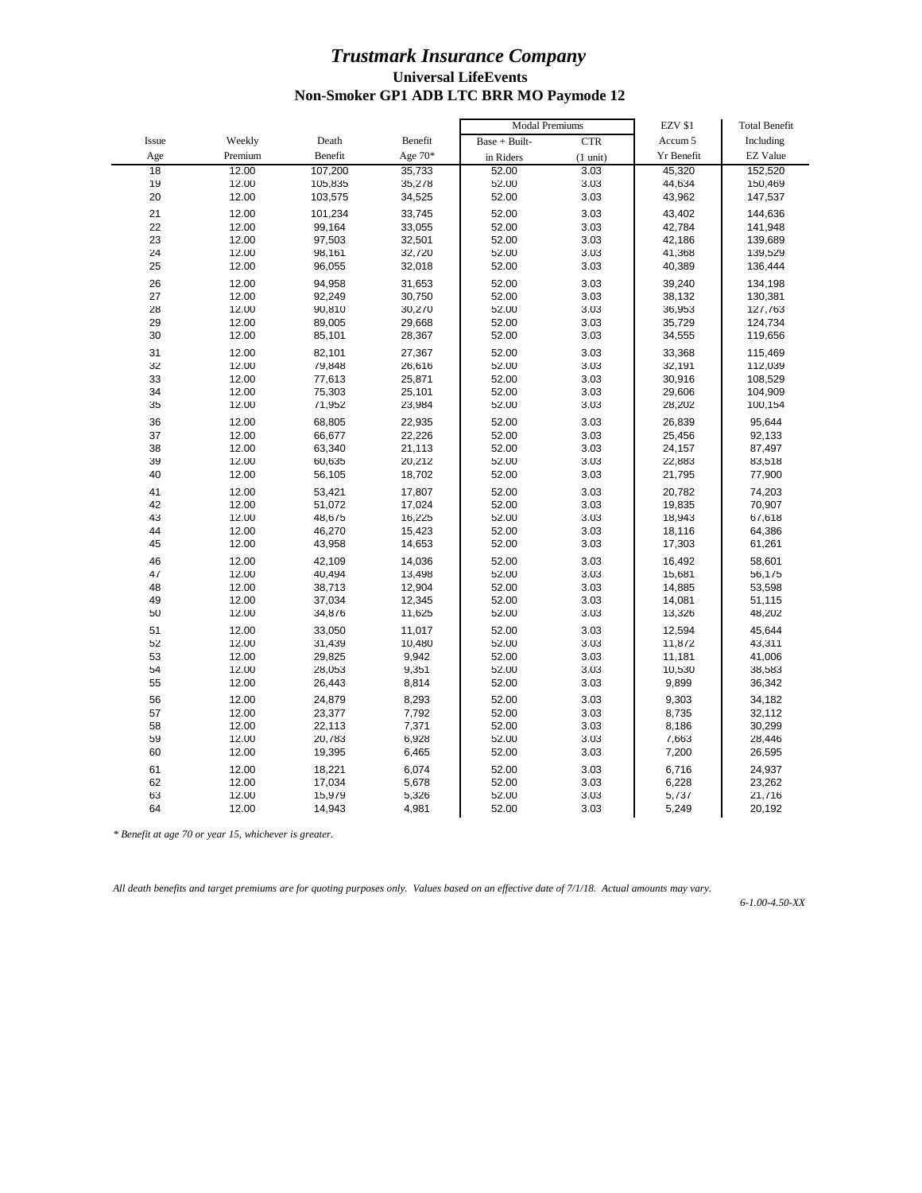# *Trustmark Insurance Company*

## Universal LifeEvents

## Non-Smoker GP1 ADB LTC BRR MO Paymode 12

| Issue Age | Weekly Premium | Death Benefit | Benefit Age 70* | Modal Premiums: Base + Built-in Riders | Modal Premiums: CTR (1 unit) | EZV $1 Accum 5 Yr Benefit | Total Benefit Including EZ Value |
|---|---|---|---|---|---|---|---|
| 18 | 12.00 | 107,200 | 35,733 | 52.00 | 3.03 | 45,320 | 152,520 |
| 19 | 12.00 | 105,835 | 35,278 | 52.00 | 3.03 | 44,634 | 150,469 |
| 20 | 12.00 | 103,575 | 34,525 | 52.00 | 3.03 | 43,962 | 147,537 |
| 21 | 12.00 | 101,234 | 33,745 | 52.00 | 3.03 | 43,402 | 144,636 |
| 22 | 12.00 | 99,164 | 33,055 | 52.00 | 3.03 | 42,784 | 141,948 |
| 23 | 12.00 | 97,503 | 32,501 | 52.00 | 3.03 | 42,186 | 139,689 |
| 24 | 12.00 | 98,161 | 32,720 | 52.00 | 3.03 | 41,368 | 139,529 |
| 25 | 12.00 | 96,055 | 32,018 | 52.00 | 3.03 | 40,389 | 136,444 |
| 26 | 12.00 | 94,958 | 31,653 | 52.00 | 3.03 | 39,240 | 134,198 |
| 27 | 12.00 | 92,249 | 30,750 | 52.00 | 3.03 | 38,132 | 130,381 |
| 28 | 12.00 | 90,810 | 30,270 | 52.00 | 3.03 | 36,953 | 127,763 |
| 29 | 12.00 | 89,005 | 29,668 | 52.00 | 3.03 | 35,729 | 124,734 |
| 30 | 12.00 | 85,101 | 28,367 | 52.00 | 3.03 | 34,555 | 119,656 |
| 31 | 12.00 | 82,101 | 27,367 | 52.00 | 3.03 | 33,368 | 115,469 |
| 32 | 12.00 | 79,848 | 26,616 | 52.00 | 3.03 | 32,191 | 112,039 |
| 33 | 12.00 | 77,613 | 25,871 | 52.00 | 3.03 | 30,916 | 108,529 |
| 34 | 12.00 | 75,303 | 25,101 | 52.00 | 3.03 | 29,606 | 104,909 |
| 35 | 12.00 | 71,952 | 23,984 | 52.00 | 3.03 | 28,202 | 100,154 |
| 36 | 12.00 | 68,805 | 22,935 | 52.00 | 3.03 | 26,839 | 95,644 |
| 37 | 12.00 | 66,677 | 22,226 | 52.00 | 3.03 | 25,456 | 92,133 |
| 38 | 12.00 | 63,340 | 21,113 | 52.00 | 3.03 | 24,157 | 87,497 |
| 39 | 12.00 | 60,635 | 20,212 | 52.00 | 3.03 | 22,883 | 83,518 |
| 40 | 12.00 | 56,105 | 18,702 | 52.00 | 3.03 | 21,795 | 77,900 |
| 41 | 12.00 | 53,421 | 17,807 | 52.00 | 3.03 | 20,782 | 74,203 |
| 42 | 12.00 | 51,072 | 17,024 | 52.00 | 3.03 | 19,835 | 70,907 |
| 43 | 12.00 | 48,675 | 16,225 | 52.00 | 3.03 | 18,943 | 67,618 |
| 44 | 12.00 | 46,270 | 15,423 | 52.00 | 3.03 | 18,116 | 64,386 |
| 45 | 12.00 | 43,958 | 14,653 | 52.00 | 3.03 | 17,303 | 61,261 |
| 46 | 12.00 | 42,109 | 14,036 | 52.00 | 3.03 | 16,492 | 58,601 |
| 47 | 12.00 | 40,494 | 13,498 | 52.00 | 3.03 | 15,681 | 56,175 |
| 48 | 12.00 | 38,713 | 12,904 | 52.00 | 3.03 | 14,885 | 53,598 |
| 49 | 12.00 | 37,034 | 12,345 | 52.00 | 3.03 | 14,081 | 51,115 |
| 50 | 12.00 | 34,876 | 11,625 | 52.00 | 3.03 | 13,326 | 48,202 |
| 51 | 12.00 | 33,050 | 11,017 | 52.00 | 3.03 | 12,594 | 45,644 |
| 52 | 12.00 | 31,439 | 10,480 | 52.00 | 3.03 | 11,872 | 43,311 |
| 53 | 12.00 | 29,825 | 9,942 | 52.00 | 3.03 | 11,181 | 41,006 |
| 54 | 12.00 | 28,053 | 9,351 | 52.00 | 3.03 | 10,530 | 38,583 |
| 55 | 12.00 | 26,443 | 8,814 | 52.00 | 3.03 | 9,899 | 36,342 |
| 56 | 12.00 | 24,879 | 8,293 | 52.00 | 3.03 | 9,303 | 34,182 |
| 57 | 12.00 | 23,377 | 7,792 | 52.00 | 3.03 | 8,735 | 32,112 |
| 58 | 12.00 | 22,113 | 7,371 | 52.00 | 3.03 | 8,186 | 30,299 |
| 59 | 12.00 | 20,783 | 6,928 | 52.00 | 3.03 | 7,663 | 28,446 |
| 60 | 12.00 | 19,395 | 6,465 | 52.00 | 3.03 | 7,200 | 26,595 |
| 61 | 12.00 | 18,221 | 6,074 | 52.00 | 3.03 | 6,716 | 24,937 |
| 62 | 12.00 | 17,034 | 5,678 | 52.00 | 3.03 | 6,228 | 23,262 |
| 63 | 12.00 | 15,979 | 5,326 | 52.00 | 3.03 | 5,737 | 21,716 |
| 64 | 12.00 | 14,943 | 4,981 | 52.00 | 3.03 | 5,249 | 20,192 |

*\* Benefit at age 70 or year 15, whichever is greater.*

*All death benefits and target premiums are for quoting purposes only. Values based on an effective date of 7/1/18. Actual amounts may vary.*

*6-1.00-4.50-XX*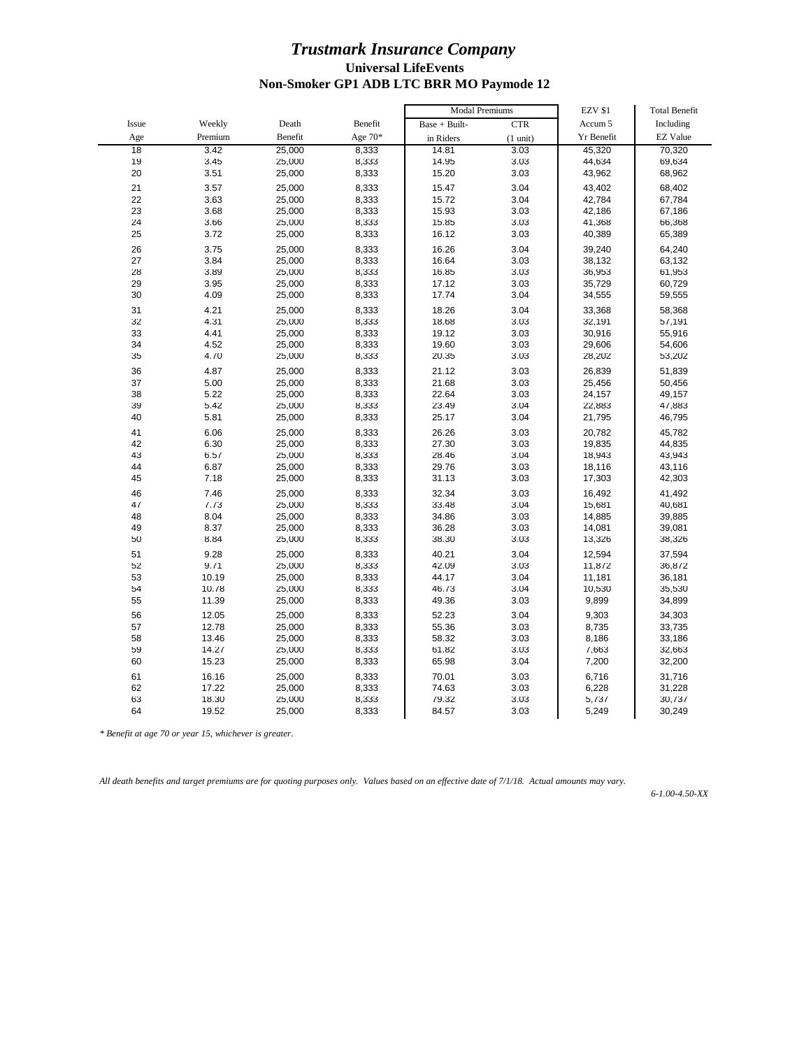# *Trustmark Insurance Company*

## Universal LifeEvents

## Non-Smoker GP1 ADB LTC BRR MO Paymode 12

| Issue Age | Weekly Premium | Death Benefit | Benefit Age 70* | Modal Premiums Base + Built-in Riders | Modal Premiums CTR (1 unit) | EZV $1 Accum 5 Yr Benefit | Total Benefit Including EZ Value |
|---|---|---|---|---|---|---|---|
| 18 | 3.42 | 25,000 | 8,333 | 14.81 | 3.03 | 45,320 | 70,320 |
| 19 | 3.45 | 25,000 | 8,333 | 14.95 | 3.03 | 44,634 | 69,634 |
| 20 | 3.51 | 25,000 | 8,333 | 15.20 | 3.03 | 43,962 | 68,962 |
| 21 | 3.57 | 25,000 | 8,333 | 15.47 | 3.04 | 43,402 | 68,402 |
| 22 | 3.63 | 25,000 | 8,333 | 15.72 | 3.04 | 42,784 | 67,784 |
| 23 | 3.68 | 25,000 | 8,333 | 15.93 | 3.03 | 42,186 | 67,186 |
| 24 | 3.66 | 25,000 | 8,333 | 15.85 | 3.03 | 41,368 | 66,368 |
| 25 | 3.72 | 25,000 | 8,333 | 16.12 | 3.03 | 40,389 | 65,389 |
| 26 | 3.75 | 25,000 | 8,333 | 16.26 | 3.04 | 39,240 | 64,240 |
| 27 | 3.84 | 25,000 | 8,333 | 16.64 | 3.03 | 38,132 | 63,132 |
| 28 | 3.89 | 25,000 | 8,333 | 16.85 | 3.03 | 36,953 | 61,953 |
| 29 | 3.95 | 25,000 | 8,333 | 17.12 | 3.03 | 35,729 | 60,729 |
| 30 | 4.09 | 25,000 | 8,333 | 17.74 | 3.04 | 34,555 | 59,555 |
| 31 | 4.21 | 25,000 | 8,333 | 18.26 | 3.04 | 33,368 | 58,368 |
| 32 | 4.31 | 25,000 | 8,333 | 18.68 | 3.03 | 32,191 | 57,191 |
| 33 | 4.41 | 25,000 | 8,333 | 19.12 | 3.03 | 30,916 | 55,916 |
| 34 | 4.52 | 25,000 | 8,333 | 19.60 | 3.03 | 29,606 | 54,606 |
| 35 | 4.70 | 25,000 | 8,333 | 20.35 | 3.03 | 28,202 | 53,202 |
| 36 | 4.87 | 25,000 | 8,333 | 21.12 | 3.03 | 26,839 | 51,839 |
| 37 | 5.00 | 25,000 | 8,333 | 21.68 | 3.03 | 25,456 | 50,456 |
| 38 | 5.22 | 25,000 | 8,333 | 22.64 | 3.03 | 24,157 | 49,157 |
| 39 | 5.42 | 25,000 | 8,333 | 23.49 | 3.04 | 22,883 | 47,883 |
| 40 | 5.81 | 25,000 | 8,333 | 25.17 | 3.04 | 21,795 | 46,795 |
| 41 | 6.06 | 25,000 | 8,333 | 26.26 | 3.03 | 20,782 | 45,782 |
| 42 | 6.30 | 25,000 | 8,333 | 27.30 | 3.03 | 19,835 | 44,835 |
| 43 | 6.57 | 25,000 | 8,333 | 28.46 | 3.04 | 18,943 | 43,943 |
| 44 | 6.87 | 25,000 | 8,333 | 29.76 | 3.03 | 18,116 | 43,116 |
| 45 | 7.18 | 25,000 | 8,333 | 31.13 | 3.03 | 17,303 | 42,303 |
| 46 | 7.46 | 25,000 | 8,333 | 32.34 | 3.03 | 16,492 | 41,492 |
| 47 | 7.73 | 25,000 | 8,333 | 33.48 | 3.04 | 15,681 | 40,681 |
| 48 | 8.04 | 25,000 | 8,333 | 34.86 | 3.03 | 14,885 | 39,885 |
| 49 | 8.37 | 25,000 | 8,333 | 36.28 | 3.03 | 14,081 | 39,081 |
| 50 | 8.84 | 25,000 | 8,333 | 38.30 | 3.03 | 13,326 | 38,326 |
| 51 | 9.28 | 25,000 | 8,333 | 40.21 | 3.04 | 12,594 | 37,594 |
| 52 | 9.71 | 25,000 | 8,333 | 42.09 | 3.03 | 11,872 | 36,872 |
| 53 | 10.19 | 25,000 | 8,333 | 44.17 | 3.04 | 11,181 | 36,181 |
| 54 | 10.78 | 25,000 | 8,333 | 46.73 | 3.04 | 10,530 | 35,530 |
| 55 | 11.39 | 25,000 | 8,333 | 49.36 | 3.03 | 9,899 | 34,899 |
| 56 | 12.05 | 25,000 | 8,333 | 52.23 | 3.04 | 9,303 | 34,303 |
| 57 | 12.78 | 25,000 | 8,333 | 55.36 | 3.03 | 8,735 | 33,735 |
| 58 | 13.46 | 25,000 | 8,333 | 58.32 | 3.03 | 8,186 | 33,186 |
| 59 | 14.27 | 25,000 | 8,333 | 61.82 | 3.03 | 7,663 | 32,663 |
| 60 | 15.23 | 25,000 | 8,333 | 65.98 | 3.04 | 7,200 | 32,200 |
| 61 | 16.16 | 25,000 | 8,333 | 70.01 | 3.03 | 6,716 | 31,716 |
| 62 | 17.22 | 25,000 | 8,333 | 74.63 | 3.03 | 6,228 | 31,228 |
| 63 | 18.30 | 25,000 | 8,333 | 79.32 | 3.03 | 5,737 | 30,737 |
| 64 | 19.52 | 25,000 | 8,333 | 84.57 | 3.03 | 5,249 | 30,249 |

*\* Benefit at age 70 or year 15, whichever is greater.*

*All death benefits and target premiums are for quoting purposes only. Values based on an effective date of 7/1/18. Actual amounts may vary.*

*6-1.00-4.50-XX*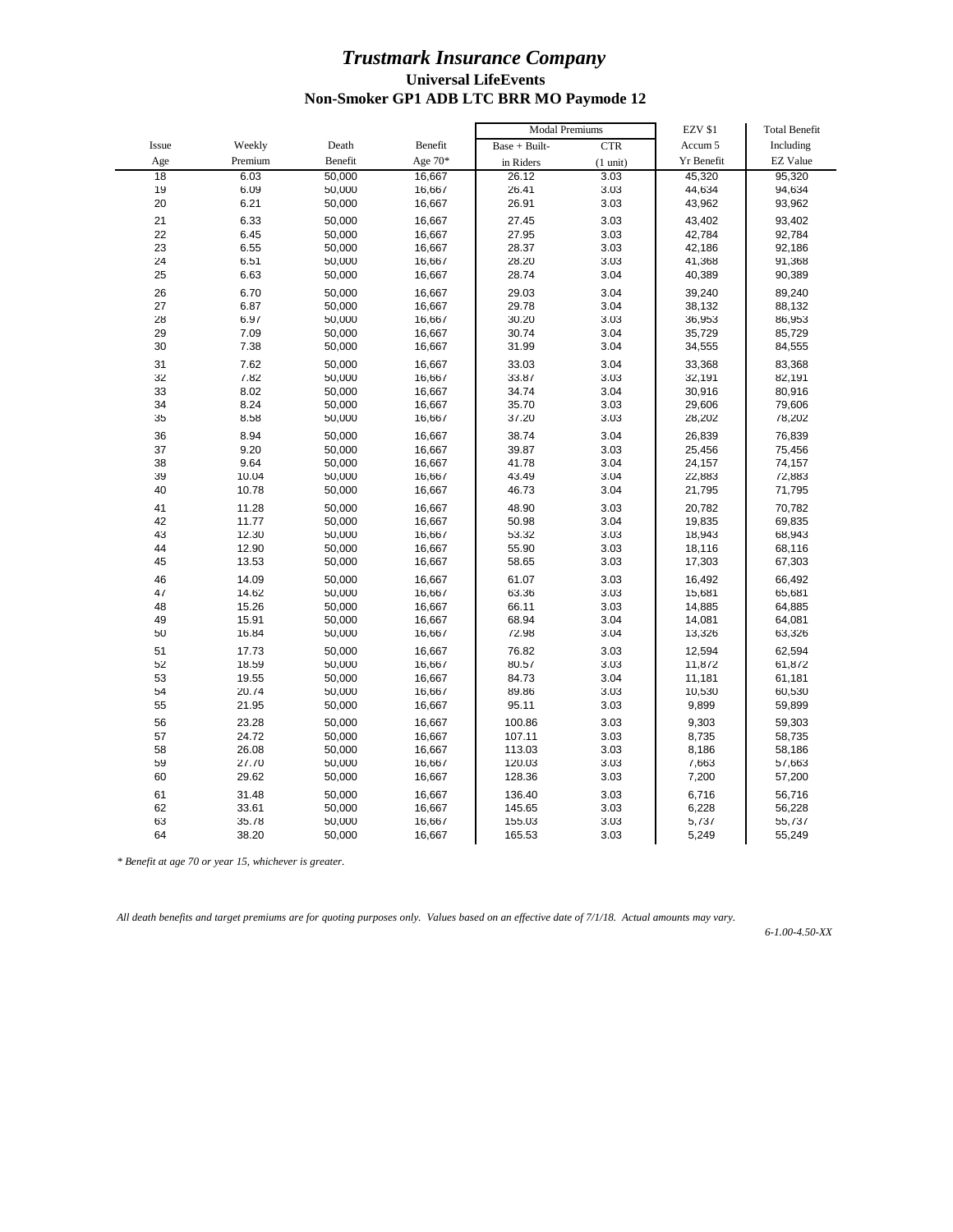# Trustmark Insurance Company

## Universal LifeEvents

## Non-Smoker GP1 ADB LTC BRR MO Paymode 12

| Issue Age | Weekly Premium | Death Benefit | Benefit Age 70* | Modal Premiums Base + Built-in Riders | CTR (1 unit) | EZV $1 Accum 5 Yr Benefit | Total Benefit Including EZ Value |
|---|---|---|---|---|---|---|---|
| 18 | 6.03 | 50,000 | 16,667 | 26.12 | 3.03 | 45,320 | 95,320 |
| 19 | 6.09 | 50,000 | 16,667 | 26.41 | 3.03 | 44,634 | 94,634 |
| 20 | 6.21 | 50,000 | 16,667 | 26.91 | 3.03 | 43,962 | 93,962 |
| 21 | 6.33 | 50,000 | 16,667 | 27.45 | 3.03 | 43,402 | 93,402 |
| 22 | 6.45 | 50,000 | 16,667 | 27.95 | 3.03 | 42,784 | 92,784 |
| 23 | 6.55 | 50,000 | 16,667 | 28.37 | 3.03 | 42,186 | 92,186 |
| 24 | 6.51 | 50,000 | 16,667 | 28.20 | 3.03 | 41,368 | 91,368 |
| 25 | 6.63 | 50,000 | 16,667 | 28.74 | 3.04 | 40,389 | 90,389 |
| 26 | 6.70 | 50,000 | 16,667 | 29.03 | 3.04 | 39,240 | 89,240 |
| 27 | 6.87 | 50,000 | 16,667 | 29.78 | 3.04 | 38,132 | 88,132 |
| 28 | 6.97 | 50,000 | 16,667 | 30.20 | 3.03 | 36,953 | 86,953 |
| 29 | 7.09 | 50,000 | 16,667 | 30.74 | 3.04 | 35,729 | 85,729 |
| 30 | 7.38 | 50,000 | 16,667 | 31.99 | 3.04 | 34,555 | 84,555 |
| 31 | 7.62 | 50,000 | 16,667 | 33.03 | 3.04 | 33,368 | 83,368 |
| 32 | 7.82 | 50,000 | 16,667 | 33.87 | 3.03 | 32,191 | 82,191 |
| 33 | 8.02 | 50,000 | 16,667 | 34.74 | 3.04 | 30,916 | 80,916 |
| 34 | 8.24 | 50,000 | 16,667 | 35.70 | 3.03 | 29,606 | 79,606 |
| 35 | 8.58 | 50,000 | 16,667 | 37.20 | 3.03 | 28,202 | 78,202 |
| 36 | 8.94 | 50,000 | 16,667 | 38.74 | 3.04 | 26,839 | 76,839 |
| 37 | 9.20 | 50,000 | 16,667 | 39.87 | 3.03 | 25,456 | 75,456 |
| 38 | 9.64 | 50,000 | 16,667 | 41.78 | 3.04 | 24,157 | 74,157 |
| 39 | 10.04 | 50,000 | 16,667 | 43.49 | 3.04 | 22,883 | 72,883 |
| 40 | 10.78 | 50,000 | 16,667 | 46.73 | 3.04 | 21,795 | 71,795 |
| 41 | 11.28 | 50,000 | 16,667 | 48.90 | 3.03 | 20,782 | 70,782 |
| 42 | 11.77 | 50,000 | 16,667 | 50.98 | 3.04 | 19,835 | 69,835 |
| 43 | 12.30 | 50,000 | 16,667 | 53.32 | 3.03 | 18,943 | 68,943 |
| 44 | 12.90 | 50,000 | 16,667 | 55.90 | 3.03 | 18,116 | 68,116 |
| 45 | 13.53 | 50,000 | 16,667 | 58.65 | 3.03 | 17,303 | 67,303 |
| 46 | 14.09 | 50,000 | 16,667 | 61.07 | 3.03 | 16,492 | 66,492 |
| 47 | 14.62 | 50,000 | 16,667 | 63.36 | 3.03 | 15,681 | 65,681 |
| 48 | 15.26 | 50,000 | 16,667 | 66.11 | 3.03 | 14,885 | 64,885 |
| 49 | 15.91 | 50,000 | 16,667 | 68.94 | 3.04 | 14,081 | 64,081 |
| 50 | 16.84 | 50,000 | 16,667 | 72.98 | 3.04 | 13,326 | 63,326 |
| 51 | 17.73 | 50,000 | 16,667 | 76.82 | 3.03 | 12,594 | 62,594 |
| 52 | 18.59 | 50,000 | 16,667 | 80.57 | 3.03 | 11,872 | 61,872 |
| 53 | 19.55 | 50,000 | 16,667 | 84.73 | 3.04 | 11,181 | 61,181 |
| 54 | 20.74 | 50,000 | 16,667 | 89.86 | 3.03 | 10,530 | 60,530 |
| 55 | 21.95 | 50,000 | 16,667 | 95.11 | 3.03 | 9,899 | 59,899 |
| 56 | 23.28 | 50,000 | 16,667 | 100.86 | 3.03 | 9,303 | 59,303 |
| 57 | 24.72 | 50,000 | 16,667 | 107.11 | 3.03 | 8,735 | 58,735 |
| 58 | 26.08 | 50,000 | 16,667 | 113.03 | 3.03 | 8,186 | 58,186 |
| 59 | 27.70 | 50,000 | 16,667 | 120.03 | 3.03 | 7,663 | 57,663 |
| 60 | 29.62 | 50,000 | 16,667 | 128.36 | 3.03 | 7,200 | 57,200 |
| 61 | 31.48 | 50,000 | 16,667 | 136.40 | 3.03 | 6,716 | 56,716 |
| 62 | 33.61 | 50,000 | 16,667 | 145.65 | 3.03 | 6,228 | 56,228 |
| 63 | 35.78 | 50,000 | 16,667 | 155.03 | 3.03 | 5,737 | 55,737 |
| 64 | 38.20 | 50,000 | 16,667 | 165.53 | 3.03 | 5,249 | 55,249 |

*\* Benefit at age 70 or year 15, whichever is greater.*

*All death benefits and target premiums are for quoting purposes only. Values based on an effective date of 7/1/18. Actual amounts may vary.*

*6-1.00-4.50-XX*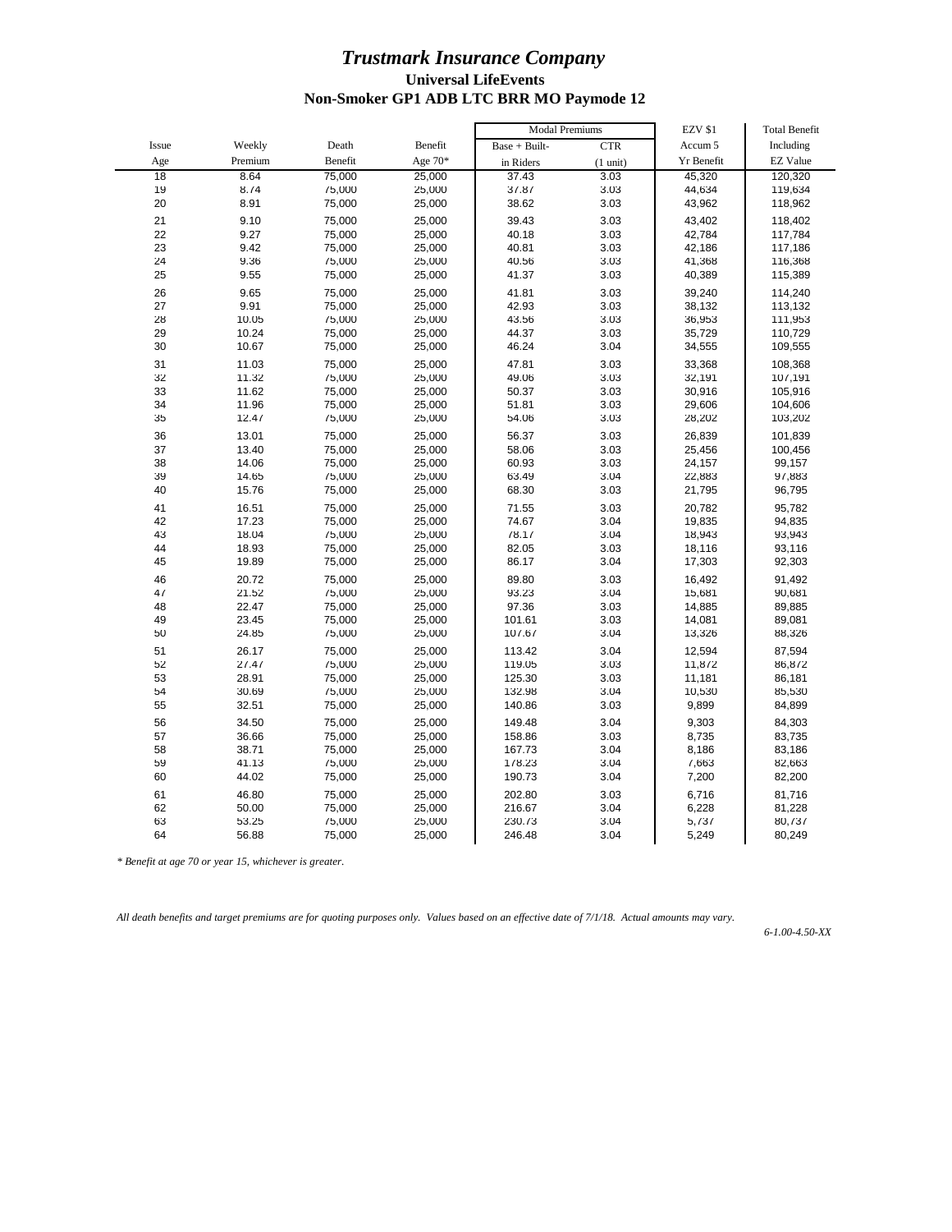# *Trustmark Insurance Company*

## Universal LifeEvents

## Non-Smoker GP1 ADB LTC BRR MO Paymode 12

| | | | | Modal Premiums | | EZV $1 | Total Benefit |
|---|---|---|---|---|---|---|---|
| Issue Age | Weekly Premium | Death Benefit | Benefit Age 70* | Base + Built-in Riders | CTR (1 unit) | Accum 5 Yr Benefit | Including EZ Value |
| 18 | 8.64 | 75,000 | 25,000 | 37.43 | 3.03 | 45,320 | 120,320 |
| 19 | 8.74 | 75,000 | 25,000 | 37.87 | 3.03 | 44,634 | 119,634 |
| 20 | 8.91 | 75,000 | 25,000 | 38.62 | 3.03 | 43,962 | 118,962 |
| 21 | 9.10 | 75,000 | 25,000 | 39.43 | 3.03 | 43,402 | 118,402 |
| 22 | 9.27 | 75,000 | 25,000 | 40.18 | 3.03 | 42,784 | 117,784 |
| 23 | 9.42 | 75,000 | 25,000 | 40.81 | 3.03 | 42,186 | 117,186 |
| 24 | 9.36 | 75,000 | 25,000 | 40.56 | 3.03 | 41,368 | 116,368 |
| 25 | 9.55 | 75,000 | 25,000 | 41.37 | 3.03 | 40,389 | 115,389 |
| 26 | 9.65 | 75,000 | 25,000 | 41.81 | 3.03 | 39,240 | 114,240 |
| 27 | 9.91 | 75,000 | 25,000 | 42.93 | 3.03 | 38,132 | 113,132 |
| 28 | 10.05 | 75,000 | 25,000 | 43.56 | 3.03 | 36,953 | 111,953 |
| 29 | 10.24 | 75,000 | 25,000 | 44.37 | 3.03 | 35,729 | 110,729 |
| 30 | 10.67 | 75,000 | 25,000 | 46.24 | 3.04 | 34,555 | 109,555 |
| 31 | 11.03 | 75,000 | 25,000 | 47.81 | 3.03 | 33,368 | 108,368 |
| 32 | 11.32 | 75,000 | 25,000 | 49.06 | 3.03 | 32,191 | 107,191 |
| 33 | 11.62 | 75,000 | 25,000 | 50.37 | 3.03 | 30,916 | 105,916 |
| 34 | 11.96 | 75,000 | 25,000 | 51.81 | 3.03 | 29,606 | 104,606 |
| 35 | 12.47 | 75,000 | 25,000 | 54.06 | 3.03 | 28,202 | 103,202 |
| 36 | 13.01 | 75,000 | 25,000 | 56.37 | 3.03 | 26,839 | 101,839 |
| 37 | 13.40 | 75,000 | 25,000 | 58.06 | 3.03 | 25,456 | 100,456 |
| 38 | 14.06 | 75,000 | 25,000 | 60.93 | 3.03 | 24,157 | 99,157 |
| 39 | 14.65 | 75,000 | 25,000 | 63.49 | 3.04 | 22,883 | 97,883 |
| 40 | 15.76 | 75,000 | 25,000 | 68.30 | 3.03 | 21,795 | 96,795 |
| 41 | 16.51 | 75,000 | 25,000 | 71.55 | 3.03 | 20,782 | 95,782 |
| 42 | 17.23 | 75,000 | 25,000 | 74.67 | 3.04 | 19,835 | 94,835 |
| 43 | 18.04 | 75,000 | 25,000 | 78.17 | 3.04 | 18,943 | 93,943 |
| 44 | 18.93 | 75,000 | 25,000 | 82.05 | 3.03 | 18,116 | 93,116 |
| 45 | 19.89 | 75,000 | 25,000 | 86.17 | 3.04 | 17,303 | 92,303 |
| 46 | 20.72 | 75,000 | 25,000 | 89.80 | 3.03 | 16,492 | 91,492 |
| 47 | 21.52 | 75,000 | 25,000 | 93.23 | 3.04 | 15,681 | 90,681 |
| 48 | 22.47 | 75,000 | 25,000 | 97.36 | 3.03 | 14,885 | 89,885 |
| 49 | 23.45 | 75,000 | 25,000 | 101.61 | 3.03 | 14,081 | 89,081 |
| 50 | 24.85 | 75,000 | 25,000 | 107.67 | 3.04 | 13,326 | 88,326 |
| 51 | 26.17 | 75,000 | 25,000 | 113.42 | 3.04 | 12,594 | 87,594 |
| 52 | 27.47 | 75,000 | 25,000 | 119.05 | 3.03 | 11,872 | 86,872 |
| 53 | 28.91 | 75,000 | 25,000 | 125.30 | 3.03 | 11,181 | 86,181 |
| 54 | 30.69 | 75,000 | 25,000 | 132.98 | 3.04 | 10,530 | 85,530 |
| 55 | 32.51 | 75,000 | 25,000 | 140.86 | 3.03 | 9,899 | 84,899 |
| 56 | 34.50 | 75,000 | 25,000 | 149.48 | 3.04 | 9,303 | 84,303 |
| 57 | 36.66 | 75,000 | 25,000 | 158.86 | 3.03 | 8,735 | 83,735 |
| 58 | 38.71 | 75,000 | 25,000 | 167.73 | 3.04 | 8,186 | 83,186 |
| 59 | 41.13 | 75,000 | 25,000 | 178.23 | 3.04 | 7,663 | 82,663 |
| 60 | 44.02 | 75,000 | 25,000 | 190.73 | 3.04 | 7,200 | 82,200 |
| 61 | 46.80 | 75,000 | 25,000 | 202.80 | 3.03 | 6,716 | 81,716 |
| 62 | 50.00 | 75,000 | 25,000 | 216.67 | 3.04 | 6,228 | 81,228 |
| 63 | 53.25 | 75,000 | 25,000 | 230.73 | 3.04 | 5,737 | 80,737 |
| 64 | 56.88 | 75,000 | 25,000 | 246.48 | 3.04 | 5,249 | 80,249 |

*\* Benefit at age 70 or year 15, whichever is greater.*

*All death benefits and target premiums are for quoting purposes only. Values based on an effective date of 7/1/18. Actual amounts may vary.*

*6-1.00-4.50-XX*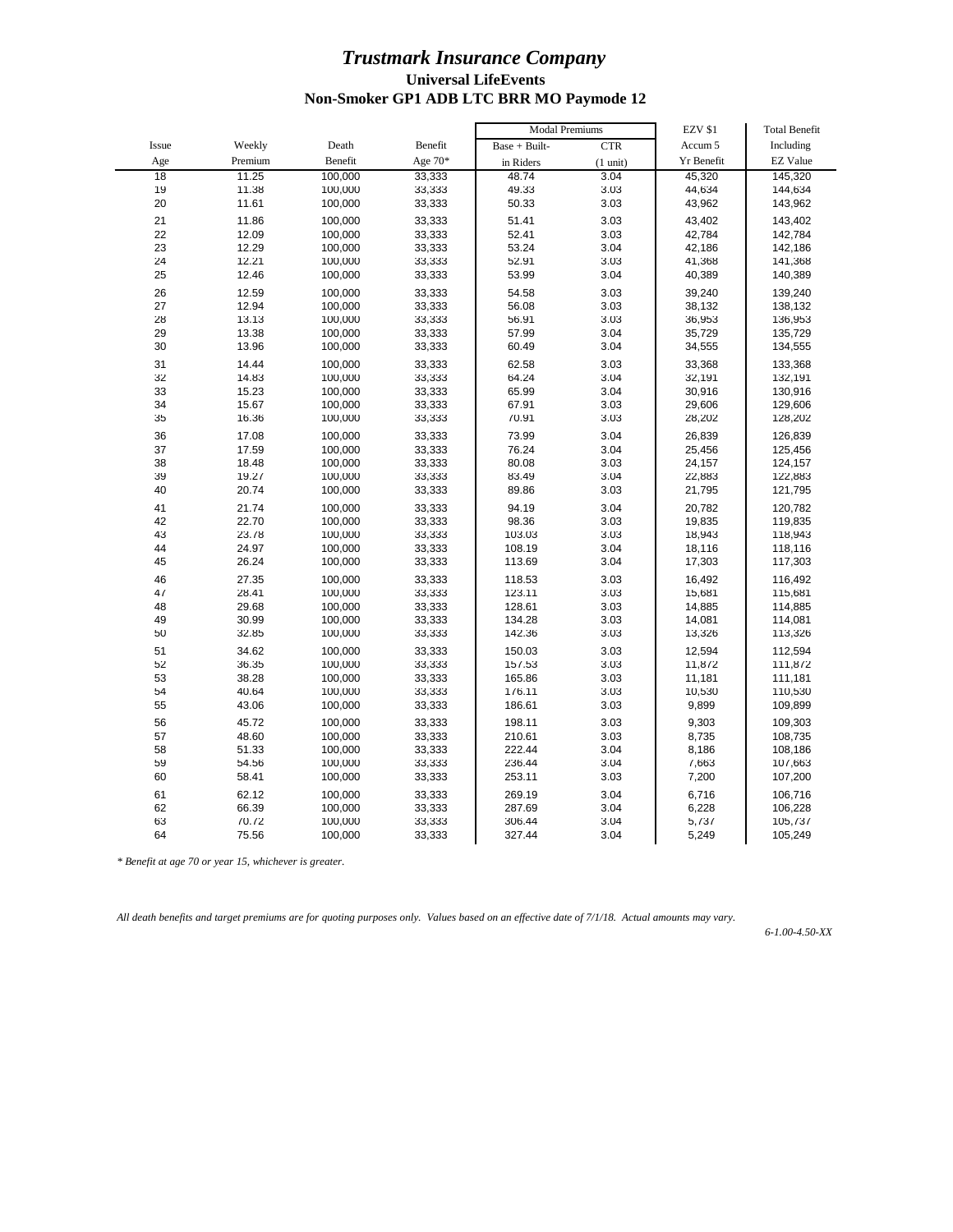# Trustmark Insurance Company

**Universal LifeEvents**

**Non-Smoker GP1 ADB LTC BRR MO Paymode 12**

| Issue Age | Weekly Premium | Death Benefit | Benefit Age 70* | Modal Premiums Base + Built-in Riders | Modal Premiums CTR (1 unit) | EZV $1 Accum 5 Yr Benefit | Total Benefit Including EZ Value |
|---|---|---|---|---|---|---|---|
| 18 | 11.25 | 100,000 | 33,333 | 48.74 | 3.04 | 45,320 | 145,320 |
| 19 | 11.38 | 100,000 | 33,333 | 49.33 | 3.03 | 44,634 | 144,634 |
| 20 | 11.61 | 100,000 | 33,333 | 50.33 | 3.03 | 43,962 | 143,962 |
| 21 | 11.86 | 100,000 | 33,333 | 51.41 | 3.03 | 43,402 | 143,402 |
| 22 | 12.09 | 100,000 | 33,333 | 52.41 | 3.03 | 42,784 | 142,784 |
| 23 | 12.29 | 100,000 | 33,333 | 53.24 | 3.04 | 42,186 | 142,186 |
| 24 | 12.21 | 100,000 | 33,333 | 52.91 | 3.03 | 41,368 | 141,368 |
| 25 | 12.46 | 100,000 | 33,333 | 53.99 | 3.04 | 40,389 | 140,389 |
| 26 | 12.59 | 100,000 | 33,333 | 54.58 | 3.03 | 39,240 | 139,240 |
| 27 | 12.94 | 100,000 | 33,333 | 56.08 | 3.03 | 38,132 | 138,132 |
| 28 | 13.13 | 100,000 | 33,333 | 56.91 | 3.03 | 36,953 | 136,953 |
| 29 | 13.38 | 100,000 | 33,333 | 57.99 | 3.04 | 35,729 | 135,729 |
| 30 | 13.96 | 100,000 | 33,333 | 60.49 | 3.04 | 34,555 | 134,555 |
| 31 | 14.44 | 100,000 | 33,333 | 62.58 | 3.03 | 33,368 | 133,368 |
| 32 | 14.83 | 100,000 | 33,333 | 64.24 | 3.04 | 32,191 | 132,191 |
| 33 | 15.23 | 100,000 | 33,333 | 65.99 | 3.04 | 30,916 | 130,916 |
| 34 | 15.67 | 100,000 | 33,333 | 67.91 | 3.03 | 29,606 | 129,606 |
| 35 | 16.36 | 100,000 | 33,333 | 70.91 | 3.03 | 28,202 | 128,202 |
| 36 | 17.08 | 100,000 | 33,333 | 73.99 | 3.04 | 26,839 | 126,839 |
| 37 | 17.59 | 100,000 | 33,333 | 76.24 | 3.04 | 25,456 | 125,456 |
| 38 | 18.48 | 100,000 | 33,333 | 80.08 | 3.03 | 24,157 | 124,157 |
| 39 | 19.27 | 100,000 | 33,333 | 83.49 | 3.04 | 22,883 | 122,883 |
| 40 | 20.74 | 100,000 | 33,333 | 89.86 | 3.03 | 21,795 | 121,795 |
| 41 | 21.74 | 100,000 | 33,333 | 94.19 | 3.04 | 20,782 | 120,782 |
| 42 | 22.70 | 100,000 | 33,333 | 98.36 | 3.03 | 19,835 | 119,835 |
| 43 | 23.78 | 100,000 | 33,333 | 103.03 | 3.03 | 18,943 | 118,943 |
| 44 | 24.97 | 100,000 | 33,333 | 108.19 | 3.04 | 18,116 | 118,116 |
| 45 | 26.24 | 100,000 | 33,333 | 113.69 | 3.04 | 17,303 | 117,303 |
| 46 | 27.35 | 100,000 | 33,333 | 118.53 | 3.03 | 16,492 | 116,492 |
| 47 | 28.41 | 100,000 | 33,333 | 123.11 | 3.03 | 15,681 | 115,681 |
| 48 | 29.68 | 100,000 | 33,333 | 128.61 | 3.03 | 14,885 | 114,885 |
| 49 | 30.99 | 100,000 | 33,333 | 134.28 | 3.03 | 14,081 | 114,081 |
| 50 | 32.85 | 100,000 | 33,333 | 142.36 | 3.03 | 13,326 | 113,326 |
| 51 | 34.62 | 100,000 | 33,333 | 150.03 | 3.03 | 12,594 | 112,594 |
| 52 | 36.35 | 100,000 | 33,333 | 157.53 | 3.03 | 11,872 | 111,872 |
| 53 | 38.28 | 100,000 | 33,333 | 165.86 | 3.03 | 11,181 | 111,181 |
| 54 | 40.64 | 100,000 | 33,333 | 176.11 | 3.03 | 10,530 | 110,530 |
| 55 | 43.06 | 100,000 | 33,333 | 186.61 | 3.03 | 9,899 | 109,899 |
| 56 | 45.72 | 100,000 | 33,333 | 198.11 | 3.03 | 9,303 | 109,303 |
| 57 | 48.60 | 100,000 | 33,333 | 210.61 | 3.03 | 8,735 | 108,735 |
| 58 | 51.33 | 100,000 | 33,333 | 222.44 | 3.04 | 8,186 | 108,186 |
| 59 | 54.56 | 100,000 | 33,333 | 236.44 | 3.04 | 7,663 | 107,663 |
| 60 | 58.41 | 100,000 | 33,333 | 253.11 | 3.03 | 7,200 | 107,200 |
| 61 | 62.12 | 100,000 | 33,333 | 269.19 | 3.04 | 6,716 | 106,716 |
| 62 | 66.39 | 100,000 | 33,333 | 287.69 | 3.04 | 6,228 | 106,228 |
| 63 | 70.72 | 100,000 | 33,333 | 306.44 | 3.04 | 5,737 | 105,737 |
| 64 | 75.56 | 100,000 | 33,333 | 327.44 | 3.04 | 5,249 | 105,249 |

*\* Benefit at age 70 or year 15, whichever is greater.*

*All death benefits and target premiums are for quoting purposes only. Values based on an effective date of 7/1/18. Actual amounts may vary.*

*6-1.00-4.50-XX*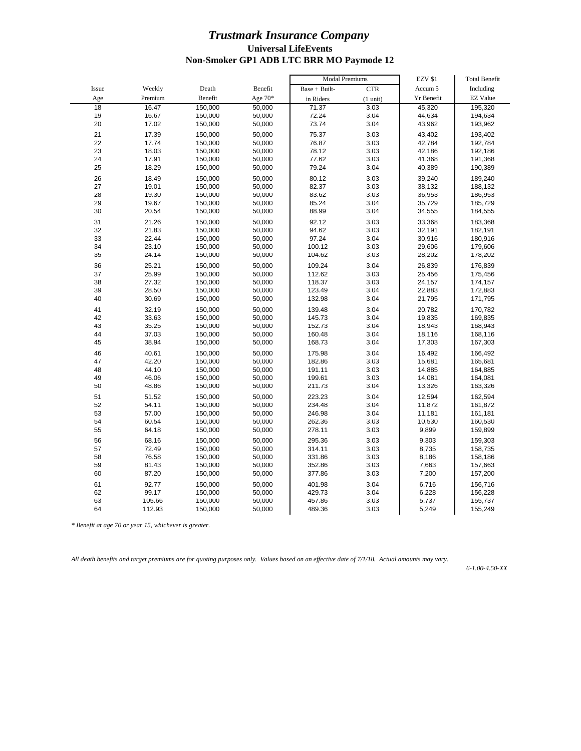# *Trustmark Insurance Company*

**Universal LifeEvents**

**Non-Smoker GP1 ADB LTC BRR MO Paymode 12**

| Issue Age | Weekly Premium | Death Benefit | Benefit Age 70* | Modal Premiums Base + Built-in Riders | Modal Premiums CTR (1 unit) | EZV $1 Accum 5 Yr Benefit | Total Benefit Including EZ Value |
|---|---|---|---|---|---|---|---|
| 18 | 16.47 | 150,000 | 50,000 | 71.37 | 3.03 | 45,320 | 195,320 |
| 19 | 16.67 | 150,000 | 50,000 | 72.24 | 3.04 | 44,634 | 194,634 |
| 20 | 17.02 | 150,000 | 50,000 | 73.74 | 3.04 | 43,962 | 193,962 |
| 21 | 17.39 | 150,000 | 50,000 | 75.37 | 3.03 | 43,402 | 193,402 |
| 22 | 17.74 | 150,000 | 50,000 | 76.87 | 3.03 | 42,784 | 192,784 |
| 23 | 18.03 | 150,000 | 50,000 | 78.12 | 3.03 | 42,186 | 192,186 |
| 24 | 17.91 | 150,000 | 50,000 | 77.62 | 3.03 | 41,368 | 191,368 |
| 25 | 18.29 | 150,000 | 50,000 | 79.24 | 3.04 | 40,389 | 190,389 |
| 26 | 18.49 | 150,000 | 50,000 | 80.12 | 3.03 | 39,240 | 189,240 |
| 27 | 19.01 | 150,000 | 50,000 | 82.37 | 3.03 | 38,132 | 188,132 |
| 28 | 19.30 | 150,000 | 50,000 | 83.62 | 3.03 | 36,953 | 186,953 |
| 29 | 19.67 | 150,000 | 50,000 | 85.24 | 3.04 | 35,729 | 185,729 |
| 30 | 20.54 | 150,000 | 50,000 | 88.99 | 3.04 | 34,555 | 184,555 |
| 31 | 21.26 | 150,000 | 50,000 | 92.12 | 3.03 | 33,368 | 183,368 |
| 32 | 21.83 | 150,000 | 50,000 | 94.62 | 3.03 | 32,191 | 182,191 |
| 33 | 22.44 | 150,000 | 50,000 | 97.24 | 3.04 | 30,916 | 180,916 |
| 34 | 23.10 | 150,000 | 50,000 | 100.12 | 3.03 | 29,606 | 179,606 |
| 35 | 24.14 | 150,000 | 50,000 | 104.62 | 3.03 | 28,202 | 178,202 |
| 36 | 25.21 | 150,000 | 50,000 | 109.24 | 3.04 | 26,839 | 176,839 |
| 37 | 25.99 | 150,000 | 50,000 | 112.62 | 3.03 | 25,456 | 175,456 |
| 38 | 27.32 | 150,000 | 50,000 | 118.37 | 3.03 | 24,157 | 174,157 |
| 39 | 28.50 | 150,000 | 50,000 | 123.49 | 3.04 | 22,883 | 172,883 |
| 40 | 30.69 | 150,000 | 50,000 | 132.98 | 3.04 | 21,795 | 171,795 |
| 41 | 32.19 | 150,000 | 50,000 | 139.48 | 3.04 | 20,782 | 170,782 |
| 42 | 33.63 | 150,000 | 50,000 | 145.73 | 3.04 | 19,835 | 169,835 |
| 43 | 35.25 | 150,000 | 50,000 | 152.73 | 3.04 | 18,943 | 168,943 |
| 44 | 37.03 | 150,000 | 50,000 | 160.48 | 3.04 | 18,116 | 168,116 |
| 45 | 38.94 | 150,000 | 50,000 | 168.73 | 3.04 | 17,303 | 167,303 |
| 46 | 40.61 | 150,000 | 50,000 | 175.98 | 3.04 | 16,492 | 166,492 |
| 47 | 42.20 | 150,000 | 50,000 | 182.86 | 3.03 | 15,681 | 165,681 |
| 48 | 44.10 | 150,000 | 50,000 | 191.11 | 3.03 | 14,885 | 164,885 |
| 49 | 46.06 | 150,000 | 50,000 | 199.61 | 3.03 | 14,081 | 164,081 |
| 50 | 48.86 | 150,000 | 50,000 | 211.73 | 3.04 | 13,326 | 163,326 |
| 51 | 51.52 | 150,000 | 50,000 | 223.23 | 3.04 | 12,594 | 162,594 |
| 52 | 54.11 | 150,000 | 50,000 | 234.48 | 3.04 | 11,872 | 161,872 |
| 53 | 57.00 | 150,000 | 50,000 | 246.98 | 3.04 | 11,181 | 161,181 |
| 54 | 60.54 | 150,000 | 50,000 | 262.36 | 3.03 | 10,530 | 160,530 |
| 55 | 64.18 | 150,000 | 50,000 | 278.11 | 3.03 | 9,899 | 159,899 |
| 56 | 68.16 | 150,000 | 50,000 | 295.36 | 3.03 | 9,303 | 159,303 |
| 57 | 72.49 | 150,000 | 50,000 | 314.11 | 3.03 | 8,735 | 158,735 |
| 58 | 76.58 | 150,000 | 50,000 | 331.86 | 3.03 | 8,186 | 158,186 |
| 59 | 81.43 | 150,000 | 50,000 | 352.86 | 3.03 | 7,663 | 157,663 |
| 60 | 87.20 | 150,000 | 50,000 | 377.86 | 3.03 | 7,200 | 157,200 |
| 61 | 92.77 | 150,000 | 50,000 | 401.98 | 3.04 | 6,716 | 156,716 |
| 62 | 99.17 | 150,000 | 50,000 | 429.73 | 3.04 | 6,228 | 156,228 |
| 63 | 105.66 | 150,000 | 50,000 | 457.86 | 3.03 | 5,737 | 155,737 |
| 64 | 112.93 | 150,000 | 50,000 | 489.36 | 3.03 | 5,249 | 155,249 |

*\* Benefit at age 70 or year 15, whichever is greater.*

*All death benefits and target premiums are for quoting purposes only. Values based on an effective date of 7/1/18. Actual amounts may vary.*

*6-1.00-4.50-XX*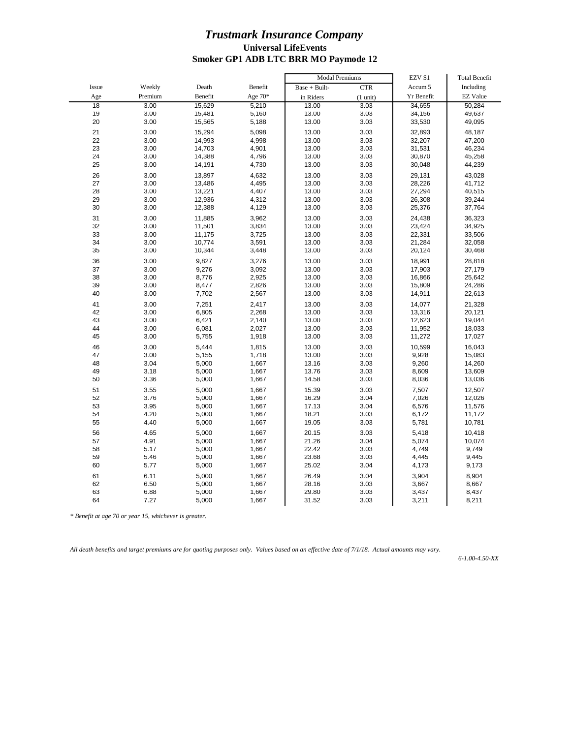# *Trustmark Insurance Company*

**Universal LifeEvents**

**Smoker GP1 ADB LTC BRR MO Paymode 12**

| Issue Age | Weekly Premium | Death Benefit | Benefit Age 70* | Modal Premiums: Base + Built-in Riders | Modal Premiums: CTR (1 unit) | EZV $1 Accum 5 Yr Benefit | Total Benefit Including EZ Value |
|---|---|---|---|---|---|---|---|
| 18 | 3.00 | 15,629 | 5,210 | 13.00 | 3.03 | 34,655 | 50,284 |
| 19 | 3.00 | 15,481 | 5,160 | 13.00 | 3.03 | 34,156 | 49,637 |
| 20 | 3.00 | 15,565 | 5,188 | 13.00 | 3.03 | 33,530 | 49,095 |
| 21 | 3.00 | 15,294 | 5,098 | 13.00 | 3.03 | 32,893 | 48,187 |
| 22 | 3.00 | 14,993 | 4,998 | 13.00 | 3.03 | 32,207 | 47,200 |
| 23 | 3.00 | 14,703 | 4,901 | 13.00 | 3.03 | 31,531 | 46,234 |
| 24 | 3.00 | 14,388 | 4,796 | 13.00 | 3.03 | 30,870 | 45,258 |
| 25 | 3.00 | 14,191 | 4,730 | 13.00 | 3.03 | 30,048 | 44,239 |
| 26 | 3.00 | 13,897 | 4,632 | 13.00 | 3.03 | 29,131 | 43,028 |
| 27 | 3.00 | 13,486 | 4,495 | 13.00 | 3.03 | 28,226 | 41,712 |
| 28 | 3.00 | 13,221 | 4,407 | 13.00 | 3.03 | 27,294 | 40,515 |
| 29 | 3.00 | 12,936 | 4,312 | 13.00 | 3.03 | 26,308 | 39,244 |
| 30 | 3.00 | 12,388 | 4,129 | 13.00 | 3.03 | 25,376 | 37,764 |
| 31 | 3.00 | 11,885 | 3,962 | 13.00 | 3.03 | 24,438 | 36,323 |
| 32 | 3.00 | 11,501 | 3,834 | 13.00 | 3.03 | 23,424 | 34,925 |
| 33 | 3.00 | 11,175 | 3,725 | 13.00 | 3.03 | 22,331 | 33,506 |
| 34 | 3.00 | 10,774 | 3,591 | 13.00 | 3.03 | 21,284 | 32,058 |
| 35 | 3.00 | 10,344 | 3,448 | 13.00 | 3.03 | 20,124 | 30,468 |
| 36 | 3.00 | 9,827 | 3,276 | 13.00 | 3.03 | 18,991 | 28,818 |
| 37 | 3.00 | 9,276 | 3,092 | 13.00 | 3.03 | 17,903 | 27,179 |
| 38 | 3.00 | 8,776 | 2,925 | 13.00 | 3.03 | 16,866 | 25,642 |
| 39 | 3.00 | 8,477 | 2,826 | 13.00 | 3.03 | 15,809 | 24,286 |
| 40 | 3.00 | 7,702 | 2,567 | 13.00 | 3.03 | 14,911 | 22,613 |
| 41 | 3.00 | 7,251 | 2,417 | 13.00 | 3.03 | 14,077 | 21,328 |
| 42 | 3.00 | 6,805 | 2,268 | 13.00 | 3.03 | 13,316 | 20,121 |
| 43 | 3.00 | 6,421 | 2,140 | 13.00 | 3.03 | 12,623 | 19,044 |
| 44 | 3.00 | 6,081 | 2,027 | 13.00 | 3.03 | 11,952 | 18,033 |
| 45 | 3.00 | 5,755 | 1,918 | 13.00 | 3.03 | 11,272 | 17,027 |
| 46 | 3.00 | 5,444 | 1,815 | 13.00 | 3.03 | 10,599 | 16,043 |
| 47 | 3.00 | 5,155 | 1,718 | 13.00 | 3.03 | 9,928 | 15,083 |
| 48 | 3.04 | 5,000 | 1,667 | 13.16 | 3.03 | 9,260 | 14,260 |
| 49 | 3.18 | 5,000 | 1,667 | 13.76 | 3.03 | 8,609 | 13,609 |
| 50 | 3.36 | 5,000 | 1,667 | 14.58 | 3.03 | 8,036 | 13,036 |
| 51 | 3.55 | 5,000 | 1,667 | 15.39 | 3.03 | 7,507 | 12,507 |
| 52 | 3.76 | 5,000 | 1,667 | 16.29 | 3.04 | 7,026 | 12,026 |
| 53 | 3.95 | 5,000 | 1,667 | 17.13 | 3.04 | 6,576 | 11,576 |
| 54 | 4.20 | 5,000 | 1,667 | 18.21 | 3.03 | 6,172 | 11,172 |
| 55 | 4.40 | 5,000 | 1,667 | 19.05 | 3.03 | 5,781 | 10,781 |
| 56 | 4.65 | 5,000 | 1,667 | 20.15 | 3.03 | 5,418 | 10,418 |
| 57 | 4.91 | 5,000 | 1,667 | 21.26 | 3.04 | 5,074 | 10,074 |
| 58 | 5.17 | 5,000 | 1,667 | 22.42 | 3.03 | 4,749 | 9,749 |
| 59 | 5.46 | 5,000 | 1,667 | 23.68 | 3.03 | 4,445 | 9,445 |
| 60 | 5.77 | 5,000 | 1,667 | 25.02 | 3.04 | 4,173 | 9,173 |
| 61 | 6.11 | 5,000 | 1,667 | 26.49 | 3.04 | 3,904 | 8,904 |
| 62 | 6.50 | 5,000 | 1,667 | 28.16 | 3.03 | 3,667 | 8,667 |
| 63 | 6.88 | 5,000 | 1,667 | 29.80 | 3.03 | 3,437 | 8,437 |
| 64 | 7.27 | 5,000 | 1,667 | 31.52 | 3.03 | 3,211 | 8,211 |

*\* Benefit at age 70 or year 15, whichever is greater.*

*All death benefits and target premiums are for quoting purposes only. Values based on an effective date of 7/1/18. Actual amounts may vary.*

*6-1.00-4.50-XX*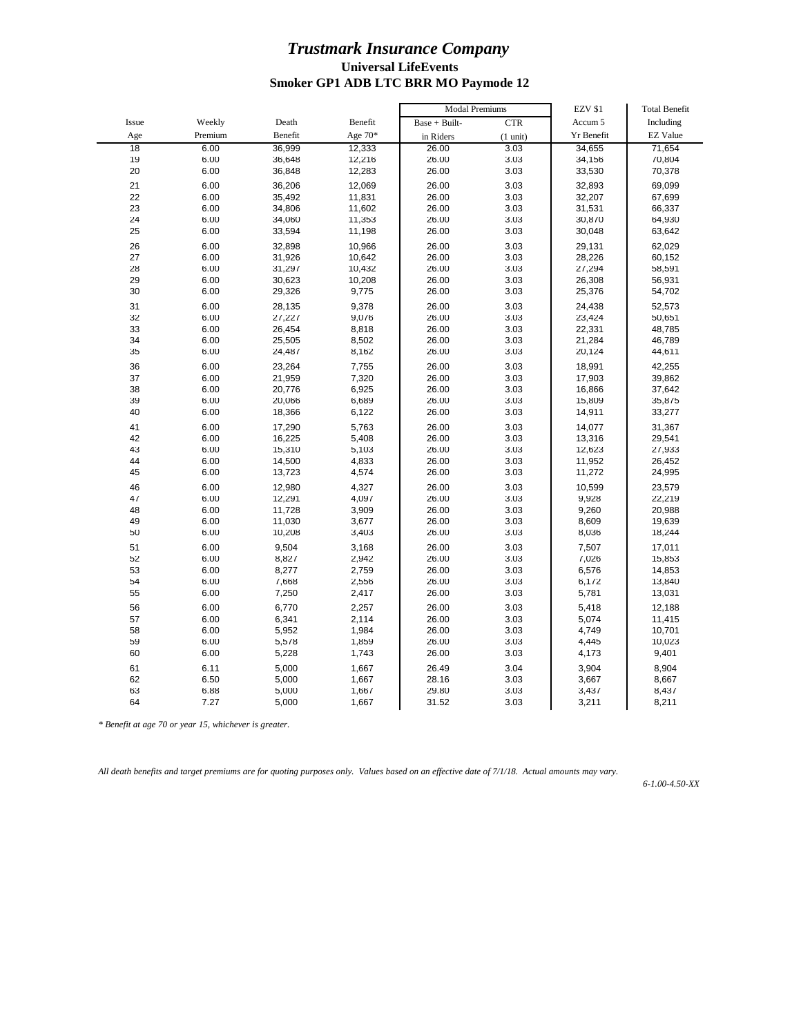# *Trustmark Insurance Company*

**Universal LifeEvents**

**Smoker GP1 ADB LTC BRR MO Paymode 12**

| Issue Age | Weekly Premium | Death Benefit | Benefit Age 70* | Modal Premiums: Base + Built-in Riders | Modal Premiums: CTR (1 unit) | EZV $1 Accum 5 Yr Benefit | Total Benefit Including EZ Value |
|---|---|---|---|---|---|---|---|
| 18 | 6.00 | 36,999 | 12,333 | 26.00 | 3.03 | 34,655 | 71,654 |
| 19 | 6.00 | 36,648 | 12,216 | 26.00 | 3.03 | 34,156 | 70,804 |
| 20 | 6.00 | 36,848 | 12,283 | 26.00 | 3.03 | 33,530 | 70,378 |
| 21 | 6.00 | 36,206 | 12,069 | 26.00 | 3.03 | 32,893 | 69,099 |
| 22 | 6.00 | 35,492 | 11,831 | 26.00 | 3.03 | 32,207 | 67,699 |
| 23 | 6.00 | 34,806 | 11,602 | 26.00 | 3.03 | 31,531 | 66,337 |
| 24 | 6.00 | 34,060 | 11,353 | 26.00 | 3.03 | 30,870 | 64,930 |
| 25 | 6.00 | 33,594 | 11,198 | 26.00 | 3.03 | 30,048 | 63,642 |
| 26 | 6.00 | 32,898 | 10,966 | 26.00 | 3.03 | 29,131 | 62,029 |
| 27 | 6.00 | 31,926 | 10,642 | 26.00 | 3.03 | 28,226 | 60,152 |
| 28 | 6.00 | 31,297 | 10,432 | 26.00 | 3.03 | 27,294 | 58,591 |
| 29 | 6.00 | 30,623 | 10,208 | 26.00 | 3.03 | 26,308 | 56,931 |
| 30 | 6.00 | 29,326 | 9,775 | 26.00 | 3.03 | 25,376 | 54,702 |
| 31 | 6.00 | 28,135 | 9,378 | 26.00 | 3.03 | 24,438 | 52,573 |
| 32 | 6.00 | 27,227 | 9,076 | 26.00 | 3.03 | 23,424 | 50,651 |
| 33 | 6.00 | 26,454 | 8,818 | 26.00 | 3.03 | 22,331 | 48,785 |
| 34 | 6.00 | 25,505 | 8,502 | 26.00 | 3.03 | 21,284 | 46,789 |
| 35 | 6.00 | 24,487 | 8,162 | 26.00 | 3.03 | 20,124 | 44,611 |
| 36 | 6.00 | 23,264 | 7,755 | 26.00 | 3.03 | 18,991 | 42,255 |
| 37 | 6.00 | 21,959 | 7,320 | 26.00 | 3.03 | 17,903 | 39,862 |
| 38 | 6.00 | 20,776 | 6,925 | 26.00 | 3.03 | 16,866 | 37,642 |
| 39 | 6.00 | 20,066 | 6,689 | 26.00 | 3.03 | 15,809 | 35,875 |
| 40 | 6.00 | 18,366 | 6,122 | 26.00 | 3.03 | 14,911 | 33,277 |
| 41 | 6.00 | 17,290 | 5,763 | 26.00 | 3.03 | 14,077 | 31,367 |
| 42 | 6.00 | 16,225 | 5,408 | 26.00 | 3.03 | 13,316 | 29,541 |
| 43 | 6.00 | 15,310 | 5,103 | 26.00 | 3.03 | 12,623 | 27,933 |
| 44 | 6.00 | 14,500 | 4,833 | 26.00 | 3.03 | 11,952 | 26,452 |
| 45 | 6.00 | 13,723 | 4,574 | 26.00 | 3.03 | 11,272 | 24,995 |
| 46 | 6.00 | 12,980 | 4,327 | 26.00 | 3.03 | 10,599 | 23,579 |
| 47 | 6.00 | 12,291 | 4,097 | 26.00 | 3.03 | 9,928 | 22,219 |
| 48 | 6.00 | 11,728 | 3,909 | 26.00 | 3.03 | 9,260 | 20,988 |
| 49 | 6.00 | 11,030 | 3,677 | 26.00 | 3.03 | 8,609 | 19,639 |
| 50 | 6.00 | 10,208 | 3,403 | 26.00 | 3.03 | 8,036 | 18,244 |
| 51 | 6.00 | 9,504 | 3,168 | 26.00 | 3.03 | 7,507 | 17,011 |
| 52 | 6.00 | 8,827 | 2,942 | 26.00 | 3.03 | 7,026 | 15,853 |
| 53 | 6.00 | 8,277 | 2,759 | 26.00 | 3.03 | 6,576 | 14,853 |
| 54 | 6.00 | 7,668 | 2,556 | 26.00 | 3.03 | 6,172 | 13,840 |
| 55 | 6.00 | 7,250 | 2,417 | 26.00 | 3.03 | 5,781 | 13,031 |
| 56 | 6.00 | 6,770 | 2,257 | 26.00 | 3.03 | 5,418 | 12,188 |
| 57 | 6.00 | 6,341 | 2,114 | 26.00 | 3.03 | 5,074 | 11,415 |
| 58 | 6.00 | 5,952 | 1,984 | 26.00 | 3.03 | 4,749 | 10,701 |
| 59 | 6.00 | 5,578 | 1,859 | 26.00 | 3.03 | 4,445 | 10,023 |
| 60 | 6.00 | 5,228 | 1,743 | 26.00 | 3.03 | 4,173 | 9,401 |
| 61 | 6.11 | 5,000 | 1,667 | 26.49 | 3.04 | 3,904 | 8,904 |
| 62 | 6.50 | 5,000 | 1,667 | 28.16 | 3.03 | 3,667 | 8,667 |
| 63 | 6.88 | 5,000 | 1,667 | 29.80 | 3.03 | 3,437 | 8,437 |
| 64 | 7.27 | 5,000 | 1,667 | 31.52 | 3.03 | 3,211 | 8,211 |

*\* Benefit at age 70 or year 15, whichever is greater.*

*All death benefits and target premiums are for quoting purposes only. Values based on an effective date of 7/1/18. Actual amounts may vary.*

*6-1.00-4.50-XX*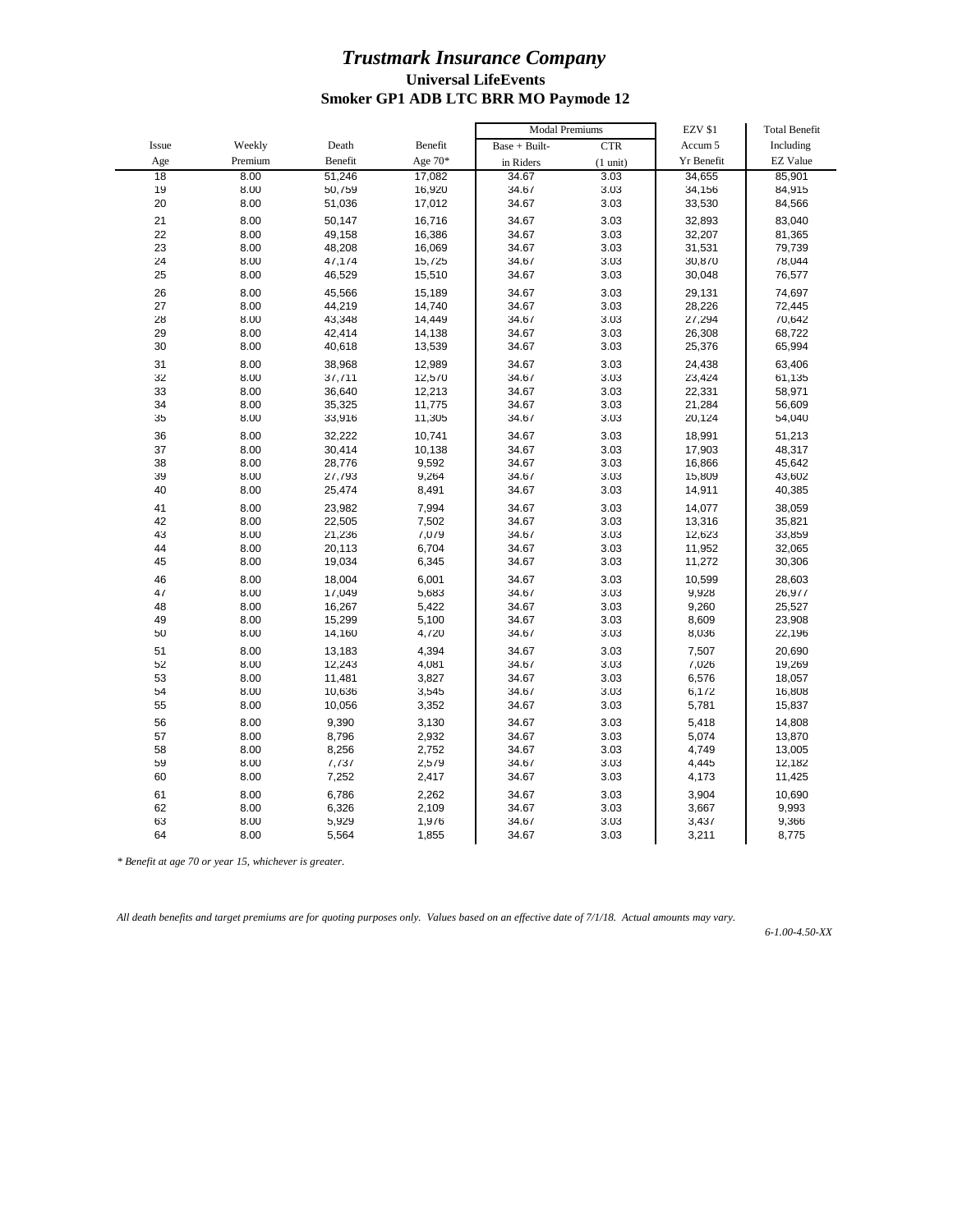# *Trustmark Insurance Company*

**Universal LifeEvents**

**Smoker GP1 ADB LTC BRR MO Paymode 12**

| | | | | Modal Premiums | | EZV $1 | Total Benefit |
|---|---|---|---|---|---|---|---|
| Issue Age | Weekly Premium | Death Benefit | Benefit Age 70* | Base + Built-in Riders | CTR (1 unit) | Accum 5 Yr Benefit | Including EZ Value |
| 18 | 8.00 | 51,246 | 17,082 | 34.67 | 3.03 | 34,655 | 85,901 |
| 19 | 8.00 | 50,759 | 16,920 | 34.67 | 3.03 | 34,156 | 84,915 |
| 20 | 8.00 | 51,036 | 17,012 | 34.67 | 3.03 | 33,530 | 84,566 |
| 21 | 8.00 | 50,147 | 16,716 | 34.67 | 3.03 | 32,893 | 83,040 |
| 22 | 8.00 | 49,158 | 16,386 | 34.67 | 3.03 | 32,207 | 81,365 |
| 23 | 8.00 | 48,208 | 16,069 | 34.67 | 3.03 | 31,531 | 79,739 |
| 24 | 8.00 | 47,174 | 15,725 | 34.67 | 3.03 | 30,870 | 78,044 |
| 25 | 8.00 | 46,529 | 15,510 | 34.67 | 3.03 | 30,048 | 76,577 |
| 26 | 8.00 | 45,566 | 15,189 | 34.67 | 3.03 | 29,131 | 74,697 |
| 27 | 8.00 | 44,219 | 14,740 | 34.67 | 3.03 | 28,226 | 72,445 |
| 28 | 8.00 | 43,348 | 14,449 | 34.67 | 3.03 | 27,294 | 70,642 |
| 29 | 8.00 | 42,414 | 14,138 | 34.67 | 3.03 | 26,308 | 68,722 |
| 30 | 8.00 | 40,618 | 13,539 | 34.67 | 3.03 | 25,376 | 65,994 |
| 31 | 8.00 | 38,968 | 12,989 | 34.67 | 3.03 | 24,438 | 63,406 |
| 32 | 8.00 | 37,711 | 12,570 | 34.67 | 3.03 | 23,424 | 61,135 |
| 33 | 8.00 | 36,640 | 12,213 | 34.67 | 3.03 | 22,331 | 58,971 |
| 34 | 8.00 | 35,325 | 11,775 | 34.67 | 3.03 | 21,284 | 56,609 |
| 35 | 8.00 | 33,916 | 11,305 | 34.67 | 3.03 | 20,124 | 54,040 |
| 36 | 8.00 | 32,222 | 10,741 | 34.67 | 3.03 | 18,991 | 51,213 |
| 37 | 8.00 | 30,414 | 10,138 | 34.67 | 3.03 | 17,903 | 48,317 |
| 38 | 8.00 | 28,776 | 9,592 | 34.67 | 3.03 | 16,866 | 45,642 |
| 39 | 8.00 | 27,793 | 9,264 | 34.67 | 3.03 | 15,809 | 43,602 |
| 40 | 8.00 | 25,474 | 8,491 | 34.67 | 3.03 | 14,911 | 40,385 |
| 41 | 8.00 | 23,982 | 7,994 | 34.67 | 3.03 | 14,077 | 38,059 |
| 42 | 8.00 | 22,505 | 7,502 | 34.67 | 3.03 | 13,316 | 35,821 |
| 43 | 8.00 | 21,236 | 7,079 | 34.67 | 3.03 | 12,623 | 33,859 |
| 44 | 8.00 | 20,113 | 6,704 | 34.67 | 3.03 | 11,952 | 32,065 |
| 45 | 8.00 | 19,034 | 6,345 | 34.67 | 3.03 | 11,272 | 30,306 |
| 46 | 8.00 | 18,004 | 6,001 | 34.67 | 3.03 | 10,599 | 28,603 |
| 47 | 8.00 | 17,049 | 5,683 | 34.67 | 3.03 | 9,928 | 26,977 |
| 48 | 8.00 | 16,267 | 5,422 | 34.67 | 3.03 | 9,260 | 25,527 |
| 49 | 8.00 | 15,299 | 5,100 | 34.67 | 3.03 | 8,609 | 23,908 |
| 50 | 8.00 | 14,160 | 4,720 | 34.67 | 3.03 | 8,036 | 22,196 |
| 51 | 8.00 | 13,183 | 4,394 | 34.67 | 3.03 | 7,507 | 20,690 |
| 52 | 8.00 | 12,243 | 4,081 | 34.67 | 3.03 | 7,026 | 19,269 |
| 53 | 8.00 | 11,481 | 3,827 | 34.67 | 3.03 | 6,576 | 18,057 |
| 54 | 8.00 | 10,636 | 3,545 | 34.67 | 3.03 | 6,172 | 16,808 |
| 55 | 8.00 | 10,056 | 3,352 | 34.67 | 3.03 | 5,781 | 15,837 |
| 56 | 8.00 | 9,390 | 3,130 | 34.67 | 3.03 | 5,418 | 14,808 |
| 57 | 8.00 | 8,796 | 2,932 | 34.67 | 3.03 | 5,074 | 13,870 |
| 58 | 8.00 | 8,256 | 2,752 | 34.67 | 3.03 | 4,749 | 13,005 |
| 59 | 8.00 | 7,737 | 2,579 | 34.67 | 3.03 | 4,445 | 12,182 |
| 60 | 8.00 | 7,252 | 2,417 | 34.67 | 3.03 | 4,173 | 11,425 |
| 61 | 8.00 | 6,786 | 2,262 | 34.67 | 3.03 | 3,904 | 10,690 |
| 62 | 8.00 | 6,326 | 2,109 | 34.67 | 3.03 | 3,667 | 9,993 |
| 63 | 8.00 | 5,929 | 1,976 | 34.67 | 3.03 | 3,437 | 9,366 |
| 64 | 8.00 | 5,564 | 1,855 | 34.67 | 3.03 | 3,211 | 8,775 |

*\* Benefit at age 70 or year 15, whichever is greater.*

*All death benefits and target premiums are for quoting purposes only. Values based on an effective date of 7/1/18. Actual amounts may vary.*

*6-1.00-4.50-XX*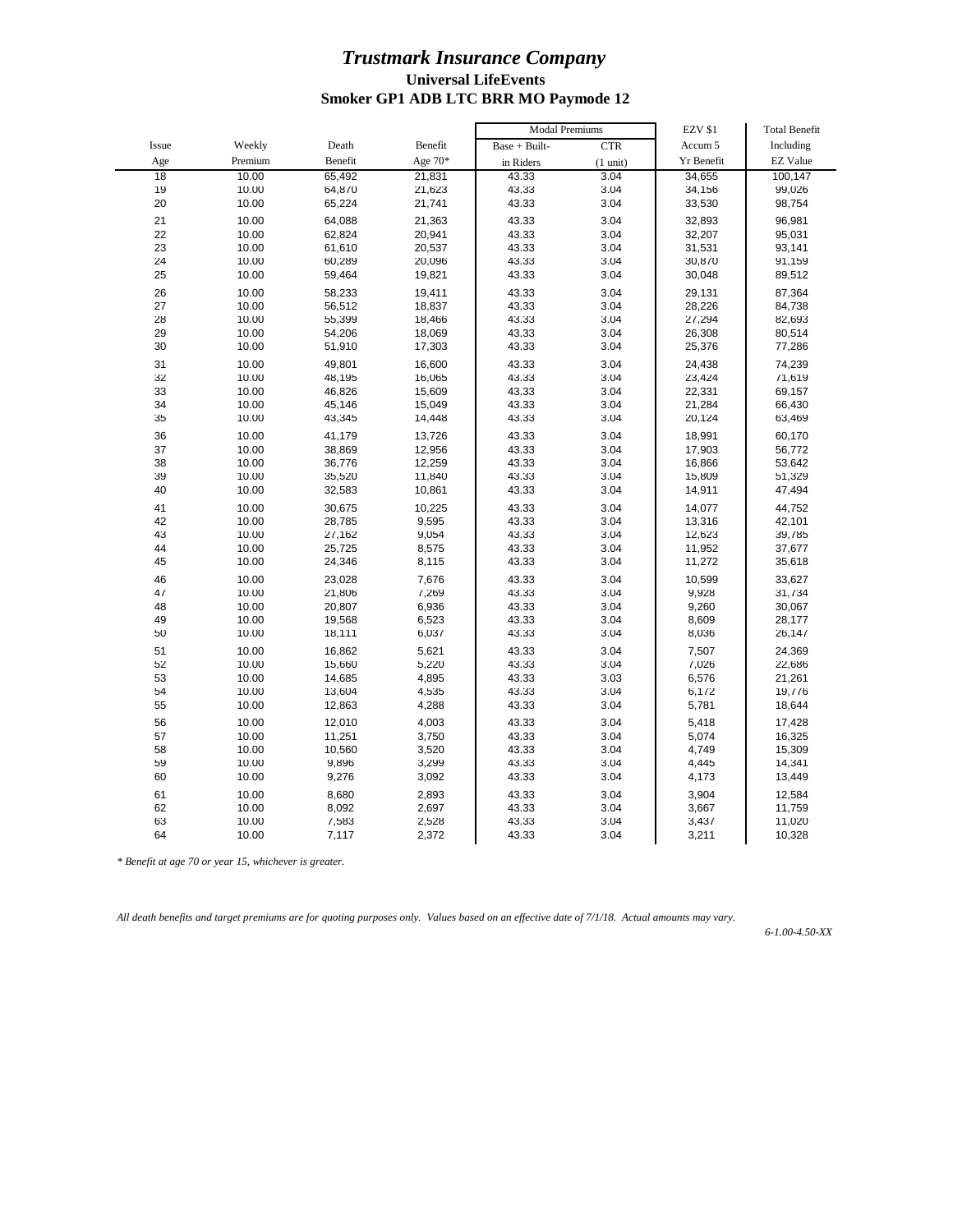# *Trustmark Insurance Company*

**Universal LifeEvents**

**Smoker GP1 ADB LTC BRR MO Paymode 12**

| Issue Age | Weekly Premium | Death Benefit | Benefit Age 70* | Modal Premiums Base + Built-in Riders | Modal Premiums CTR (1 unit) | EZV $1 Accum 5 Yr Benefit | Total Benefit Including EZ Value |
|---|---|---|---|---|---|---|---|
| 18 | 10.00 | 65,492 | 21,831 | 43.33 | 3.04 | 34,655 | 100,147 |
| 19 | 10.00 | 64,870 | 21,623 | 43.33 | 3.04 | 34,156 | 99,026 |
| 20 | 10.00 | 65,224 | 21,741 | 43.33 | 3.04 | 33,530 | 98,754 |
| 21 | 10.00 | 64,088 | 21,363 | 43.33 | 3.04 | 32,893 | 96,981 |
| 22 | 10.00 | 62,824 | 20,941 | 43.33 | 3.04 | 32,207 | 95,031 |
| 23 | 10.00 | 61,610 | 20,537 | 43.33 | 3.04 | 31,531 | 93,141 |
| 24 | 10.00 | 60,289 | 20,096 | 43.33 | 3.04 | 30,870 | 91,159 |
| 25 | 10.00 | 59,464 | 19,821 | 43.33 | 3.04 | 30,048 | 89,512 |
| 26 | 10.00 | 58,233 | 19,411 | 43.33 | 3.04 | 29,131 | 87,364 |
| 27 | 10.00 | 56,512 | 18,837 | 43.33 | 3.04 | 28,226 | 84,738 |
| 28 | 10.00 | 55,399 | 18,466 | 43.33 | 3.04 | 27,294 | 82,693 |
| 29 | 10.00 | 54,206 | 18,069 | 43.33 | 3.04 | 26,308 | 80,514 |
| 30 | 10.00 | 51,910 | 17,303 | 43.33 | 3.04 | 25,376 | 77,286 |
| 31 | 10.00 | 49,801 | 16,600 | 43.33 | 3.04 | 24,438 | 74,239 |
| 32 | 10.00 | 48,195 | 16,065 | 43.33 | 3.04 | 23,424 | 71,619 |
| 33 | 10.00 | 46,826 | 15,609 | 43.33 | 3.04 | 22,331 | 69,157 |
| 34 | 10.00 | 45,146 | 15,049 | 43.33 | 3.04 | 21,284 | 66,430 |
| 35 | 10.00 | 43,345 | 14,448 | 43.33 | 3.04 | 20,124 | 63,469 |
| 36 | 10.00 | 41,179 | 13,726 | 43.33 | 3.04 | 18,991 | 60,170 |
| 37 | 10.00 | 38,869 | 12,956 | 43.33 | 3.04 | 17,903 | 56,772 |
| 38 | 10.00 | 36,776 | 12,259 | 43.33 | 3.04 | 16,866 | 53,642 |
| 39 | 10.00 | 35,520 | 11,840 | 43.33 | 3.04 | 15,809 | 51,329 |
| 40 | 10.00 | 32,583 | 10,861 | 43.33 | 3.04 | 14,911 | 47,494 |
| 41 | 10.00 | 30,675 | 10,225 | 43.33 | 3.04 | 14,077 | 44,752 |
| 42 | 10.00 | 28,785 | 9,595 | 43.33 | 3.04 | 13,316 | 42,101 |
| 43 | 10.00 | 27,162 | 9,054 | 43.33 | 3.04 | 12,623 | 39,785 |
| 44 | 10.00 | 25,725 | 8,575 | 43.33 | 3.04 | 11,952 | 37,677 |
| 45 | 10.00 | 24,346 | 8,115 | 43.33 | 3.04 | 11,272 | 35,618 |
| 46 | 10.00 | 23,028 | 7,676 | 43.33 | 3.04 | 10,599 | 33,627 |
| 47 | 10.00 | 21,806 | 7,269 | 43.33 | 3.04 | 9,928 | 31,734 |
| 48 | 10.00 | 20,807 | 6,936 | 43.33 | 3.04 | 9,260 | 30,067 |
| 49 | 10.00 | 19,568 | 6,523 | 43.33 | 3.04 | 8,609 | 28,177 |
| 50 | 10.00 | 18,111 | 6,037 | 43.33 | 3.04 | 8,036 | 26,147 |
| 51 | 10.00 | 16,862 | 5,621 | 43.33 | 3.04 | 7,507 | 24,369 |
| 52 | 10.00 | 15,660 | 5,220 | 43.33 | 3.04 | 7,026 | 22,686 |
| 53 | 10.00 | 14,685 | 4,895 | 43.33 | 3.03 | 6,576 | 21,261 |
| 54 | 10.00 | 13,604 | 4,535 | 43.33 | 3.04 | 6,172 | 19,776 |
| 55 | 10.00 | 12,863 | 4,288 | 43.33 | 3.04 | 5,781 | 18,644 |
| 56 | 10.00 | 12,010 | 4,003 | 43.33 | 3.04 | 5,418 | 17,428 |
| 57 | 10.00 | 11,251 | 3,750 | 43.33 | 3.04 | 5,074 | 16,325 |
| 58 | 10.00 | 10,560 | 3,520 | 43.33 | 3.04 | 4,749 | 15,309 |
| 59 | 10.00 | 9,896 | 3,299 | 43.33 | 3.04 | 4,445 | 14,341 |
| 60 | 10.00 | 9,276 | 3,092 | 43.33 | 3.04 | 4,173 | 13,449 |
| 61 | 10.00 | 8,680 | 2,893 | 43.33 | 3.04 | 3,904 | 12,584 |
| 62 | 10.00 | 8,092 | 2,697 | 43.33 | 3.04 | 3,667 | 11,759 |
| 63 | 10.00 | 7,583 | 2,528 | 43.33 | 3.04 | 3,437 | 11,020 |
| 64 | 10.00 | 7,117 | 2,372 | 43.33 | 3.04 | 3,211 | 10,328 |

*\* Benefit at age 70 or year 15, whichever is greater.*

*All death benefits and target premiums are for quoting purposes only. Values based on an effective date of 7/1/18. Actual amounts may vary.*

*6-1.00-4.50-XX*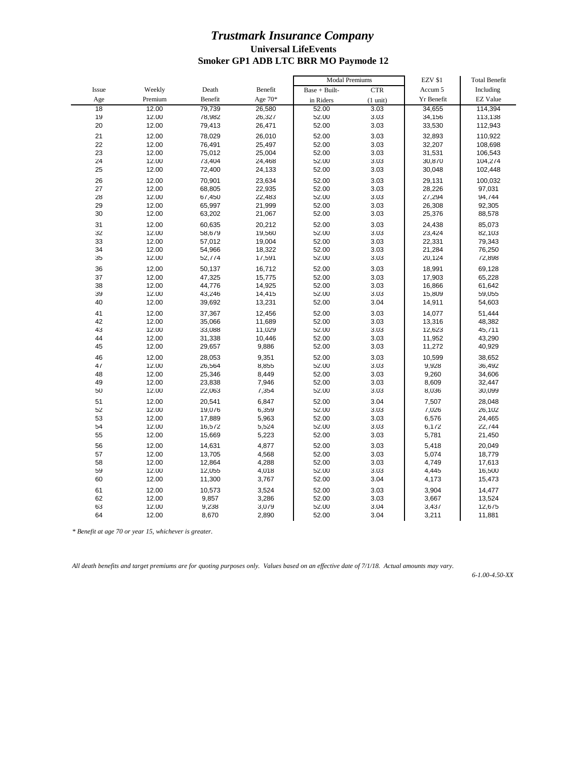# *Trustmark Insurance Company*

## Universal LifeEvents

## Smoker GP1 ADB LTC BRR MO Paymode 12

| Issue Age | Weekly Premium | Death Benefit | Benefit Age 70* | Modal Premiums Base + Built-in Riders | CTR (1 unit) | EZV $1 Accum 5 Yr Benefit | Total Benefit Including EZ Value |
|---|---|---|---|---|---|---|---|
| 18 | 12.00 | 79,739 | 26,580 | 52.00 | 3.03 | 34,655 | 114,394 |
| 19 | 12.00 | 78,982 | 26,327 | 52.00 | 3.03 | 34,156 | 113,138 |
| 20 | 12.00 | 79,413 | 26,471 | 52.00 | 3.03 | 33,530 | 112,943 |
| 21 | 12.00 | 78,029 | 26,010 | 52.00 | 3.03 | 32,893 | 110,922 |
| 22 | 12.00 | 76,491 | 25,497 | 52.00 | 3.03 | 32,207 | 108,698 |
| 23 | 12.00 | 75,012 | 25,004 | 52.00 | 3.03 | 31,531 | 106,543 |
| 24 | 12.00 | 73,404 | 24,468 | 52.00 | 3.03 | 30,870 | 104,274 |
| 25 | 12.00 | 72,400 | 24,133 | 52.00 | 3.03 | 30,048 | 102,448 |
| 26 | 12.00 | 70,901 | 23,634 | 52.00 | 3.03 | 29,131 | 100,032 |
| 27 | 12.00 | 68,805 | 22,935 | 52.00 | 3.03 | 28,226 | 97,031 |
| 28 | 12.00 | 67,450 | 22,483 | 52.00 | 3.03 | 27,294 | 94,744 |
| 29 | 12.00 | 65,997 | 21,999 | 52.00 | 3.03 | 26,308 | 92,305 |
| 30 | 12.00 | 63,202 | 21,067 | 52.00 | 3.03 | 25,376 | 88,578 |
| 31 | 12.00 | 60,635 | 20,212 | 52.00 | 3.03 | 24,438 | 85,073 |
| 32 | 12.00 | 58,679 | 19,560 | 52.00 | 3.03 | 23,424 | 82,103 |
| 33 | 12.00 | 57,012 | 19,004 | 52.00 | 3.03 | 22,331 | 79,343 |
| 34 | 12.00 | 54,966 | 18,322 | 52.00 | 3.03 | 21,284 | 76,250 |
| 35 | 12.00 | 52,774 | 17,591 | 52.00 | 3.03 | 20,124 | 72,898 |
| 36 | 12.00 | 50,137 | 16,712 | 52.00 | 3.03 | 18,991 | 69,128 |
| 37 | 12.00 | 47,325 | 15,775 | 52.00 | 3.03 | 17,903 | 65,228 |
| 38 | 12.00 | 44,776 | 14,925 | 52.00 | 3.03 | 16,866 | 61,642 |
| 39 | 12.00 | 43,246 | 14,415 | 52.00 | 3.03 | 15,809 | 59,055 |
| 40 | 12.00 | 39,692 | 13,231 | 52.00 | 3.04 | 14,911 | 54,603 |
| 41 | 12.00 | 37,367 | 12,456 | 52.00 | 3.03 | 14,077 | 51,444 |
| 42 | 12.00 | 35,066 | 11,689 | 52.00 | 3.03 | 13,316 | 48,382 |
| 43 | 12.00 | 33,088 | 11,029 | 52.00 | 3.03 | 12,623 | 45,711 |
| 44 | 12.00 | 31,338 | 10,446 | 52.00 | 3.03 | 11,952 | 43,290 |
| 45 | 12.00 | 29,657 | 9,886 | 52.00 | 3.03 | 11,272 | 40,929 |
| 46 | 12.00 | 28,053 | 9,351 | 52.00 | 3.03 | 10,599 | 38,652 |
| 47 | 12.00 | 26,564 | 8,855 | 52.00 | 3.03 | 9,928 | 36,492 |
| 48 | 12.00 | 25,346 | 8,449 | 52.00 | 3.03 | 9,260 | 34,606 |
| 49 | 12.00 | 23,838 | 7,946 | 52.00 | 3.03 | 8,609 | 32,447 |
| 50 | 12.00 | 22,063 | 7,354 | 52.00 | 3.03 | 8,036 | 30,099 |
| 51 | 12.00 | 20,541 | 6,847 | 52.00 | 3.04 | 7,507 | 28,048 |
| 52 | 12.00 | 19,076 | 6,359 | 52.00 | 3.03 | 7,026 | 26,102 |
| 53 | 12.00 | 17,889 | 5,963 | 52.00 | 3.03 | 6,576 | 24,465 |
| 54 | 12.00 | 16,572 | 5,524 | 52.00 | 3.03 | 6,172 | 22,744 |
| 55 | 12.00 | 15,669 | 5,223 | 52.00 | 3.03 | 5,781 | 21,450 |
| 56 | 12.00 | 14,631 | 4,877 | 52.00 | 3.03 | 5,418 | 20,049 |
| 57 | 12.00 | 13,705 | 4,568 | 52.00 | 3.03 | 5,074 | 18,779 |
| 58 | 12.00 | 12,864 | 4,288 | 52.00 | 3.03 | 4,749 | 17,613 |
| 59 | 12.00 | 12,055 | 4,018 | 52.00 | 3.03 | 4,445 | 16,500 |
| 60 | 12.00 | 11,300 | 3,767 | 52.00 | 3.04 | 4,173 | 15,473 |
| 61 | 12.00 | 10,573 | 3,524 | 52.00 | 3.03 | 3,904 | 14,477 |
| 62 | 12.00 | 9,857 | 3,286 | 52.00 | 3.03 | 3,667 | 13,524 |
| 63 | 12.00 | 9,238 | 3,079 | 52.00 | 3.04 | 3,437 | 12,675 |
| 64 | 12.00 | 8,670 | 2,890 | 52.00 | 3.04 | 3,211 | 11,881 |

*\* Benefit at age 70 or year 15, whichever is greater.*

*All death benefits and target premiums are for quoting purposes only. Values based on an effective date of 7/1/18. Actual amounts may vary.*

*6-1.00-4.50-XX*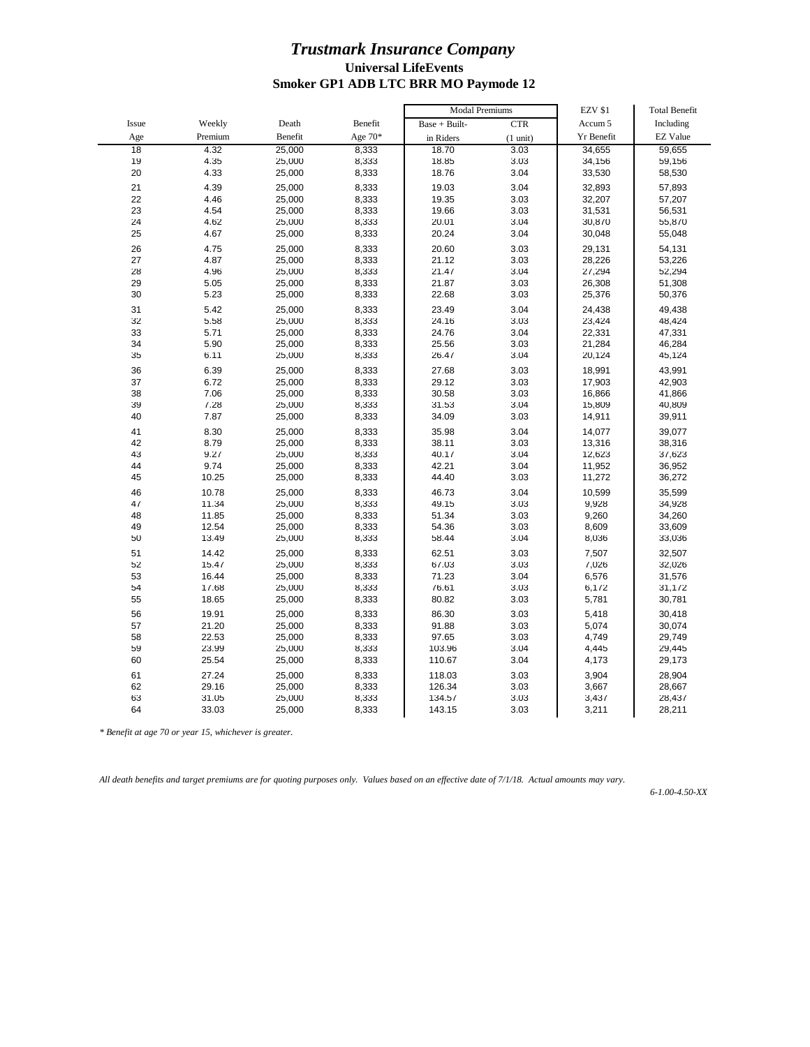# *Trustmark Insurance Company*

## Universal LifeEvents

## Smoker GP1 ADB LTC BRR MO Paymode 12

| Issue Age | Weekly Premium | Death Benefit | Benefit Age 70* | Modal Premiums Base + Built-in Riders | CTR (1 unit) | EZV $1 Accum 5 Yr Benefit | Total Benefit Including EZ Value |
|---|---|---|---|---|---|---|---|
| 18 | 4.32 | 25,000 | 8,333 | 18.70 | 3.03 | 34,655 | 59,655 |
| 19 | 4.35 | 25,000 | 8,333 | 18.85 | 3.03 | 34,156 | 59,156 |
| 20 | 4.33 | 25,000 | 8,333 | 18.76 | 3.04 | 33,530 | 58,530 |
| 21 | 4.39 | 25,000 | 8,333 | 19.03 | 3.04 | 32,893 | 57,893 |
| 22 | 4.46 | 25,000 | 8,333 | 19.35 | 3.03 | 32,207 | 57,207 |
| 23 | 4.54 | 25,000 | 8,333 | 19.66 | 3.03 | 31,531 | 56,531 |
| 24 | 4.62 | 25,000 | 8,333 | 20.01 | 3.04 | 30,870 | 55,870 |
| 25 | 4.67 | 25,000 | 8,333 | 20.24 | 3.04 | 30,048 | 55,048 |
| 26 | 4.75 | 25,000 | 8,333 | 20.60 | 3.03 | 29,131 | 54,131 |
| 27 | 4.87 | 25,000 | 8,333 | 21.12 | 3.03 | 28,226 | 53,226 |
| 28 | 4.96 | 25,000 | 8,333 | 21.47 | 3.04 | 27,294 | 52,294 |
| 29 | 5.05 | 25,000 | 8,333 | 21.87 | 3.03 | 26,308 | 51,308 |
| 30 | 5.23 | 25,000 | 8,333 | 22.68 | 3.03 | 25,376 | 50,376 |
| 31 | 5.42 | 25,000 | 8,333 | 23.49 | 3.04 | 24,438 | 49,438 |
| 32 | 5.58 | 25,000 | 8,333 | 24.16 | 3.03 | 23,424 | 48,424 |
| 33 | 5.71 | 25,000 | 8,333 | 24.76 | 3.04 | 22,331 | 47,331 |
| 34 | 5.90 | 25,000 | 8,333 | 25.56 | 3.03 | 21,284 | 46,284 |
| 35 | 6.11 | 25,000 | 8,333 | 26.47 | 3.04 | 20,124 | 45,124 |
| 36 | 6.39 | 25,000 | 8,333 | 27.68 | 3.03 | 18,991 | 43,991 |
| 37 | 6.72 | 25,000 | 8,333 | 29.12 | 3.03 | 17,903 | 42,903 |
| 38 | 7.06 | 25,000 | 8,333 | 30.58 | 3.03 | 16,866 | 41,866 |
| 39 | 7.28 | 25,000 | 8,333 | 31.53 | 3.04 | 15,809 | 40,809 |
| 40 | 7.87 | 25,000 | 8,333 | 34.09 | 3.03 | 14,911 | 39,911 |
| 41 | 8.30 | 25,000 | 8,333 | 35.98 | 3.04 | 14,077 | 39,077 |
| 42 | 8.79 | 25,000 | 8,333 | 38.11 | 3.03 | 13,316 | 38,316 |
| 43 | 9.27 | 25,000 | 8,333 | 40.17 | 3.04 | 12,623 | 37,623 |
| 44 | 9.74 | 25,000 | 8,333 | 42.21 | 3.04 | 11,952 | 36,952 |
| 45 | 10.25 | 25,000 | 8,333 | 44.40 | 3.03 | 11,272 | 36,272 |
| 46 | 10.78 | 25,000 | 8,333 | 46.73 | 3.04 | 10,599 | 35,599 |
| 47 | 11.34 | 25,000 | 8,333 | 49.15 | 3.03 | 9,928 | 34,928 |
| 48 | 11.85 | 25,000 | 8,333 | 51.34 | 3.03 | 9,260 | 34,260 |
| 49 | 12.54 | 25,000 | 8,333 | 54.36 | 3.03 | 8,609 | 33,609 |
| 50 | 13.49 | 25,000 | 8,333 | 58.44 | 3.04 | 8,036 | 33,036 |
| 51 | 14.42 | 25,000 | 8,333 | 62.51 | 3.03 | 7,507 | 32,507 |
| 52 | 15.47 | 25,000 | 8,333 | 67.03 | 3.03 | 7,026 | 32,026 |
| 53 | 16.44 | 25,000 | 8,333 | 71.23 | 3.04 | 6,576 | 31,576 |
| 54 | 17.68 | 25,000 | 8,333 | 76.61 | 3.03 | 6,172 | 31,172 |
| 55 | 18.65 | 25,000 | 8,333 | 80.82 | 3.03 | 5,781 | 30,781 |
| 56 | 19.91 | 25,000 | 8,333 | 86.30 | 3.03 | 5,418 | 30,418 |
| 57 | 21.20 | 25,000 | 8,333 | 91.88 | 3.03 | 5,074 | 30,074 |
| 58 | 22.53 | 25,000 | 8,333 | 97.65 | 3.03 | 4,749 | 29,749 |
| 59 | 23.99 | 25,000 | 8,333 | 103.96 | 3.04 | 4,445 | 29,445 |
| 60 | 25.54 | 25,000 | 8,333 | 110.67 | 3.04 | 4,173 | 29,173 |
| 61 | 27.24 | 25,000 | 8,333 | 118.03 | 3.03 | 3,904 | 28,904 |
| 62 | 29.16 | 25,000 | 8,333 | 126.34 | 3.03 | 3,667 | 28,667 |
| 63 | 31.05 | 25,000 | 8,333 | 134.57 | 3.03 | 3,437 | 28,437 |
| 64 | 33.03 | 25,000 | 8,333 | 143.15 | 3.03 | 3,211 | 28,211 |

*\* Benefit at age 70 or year 15, whichever is greater.*

*All death benefits and target premiums are for quoting purposes only. Values based on an effective date of 7/1/18. Actual amounts may vary.*

*6-1.00-4.50-XX*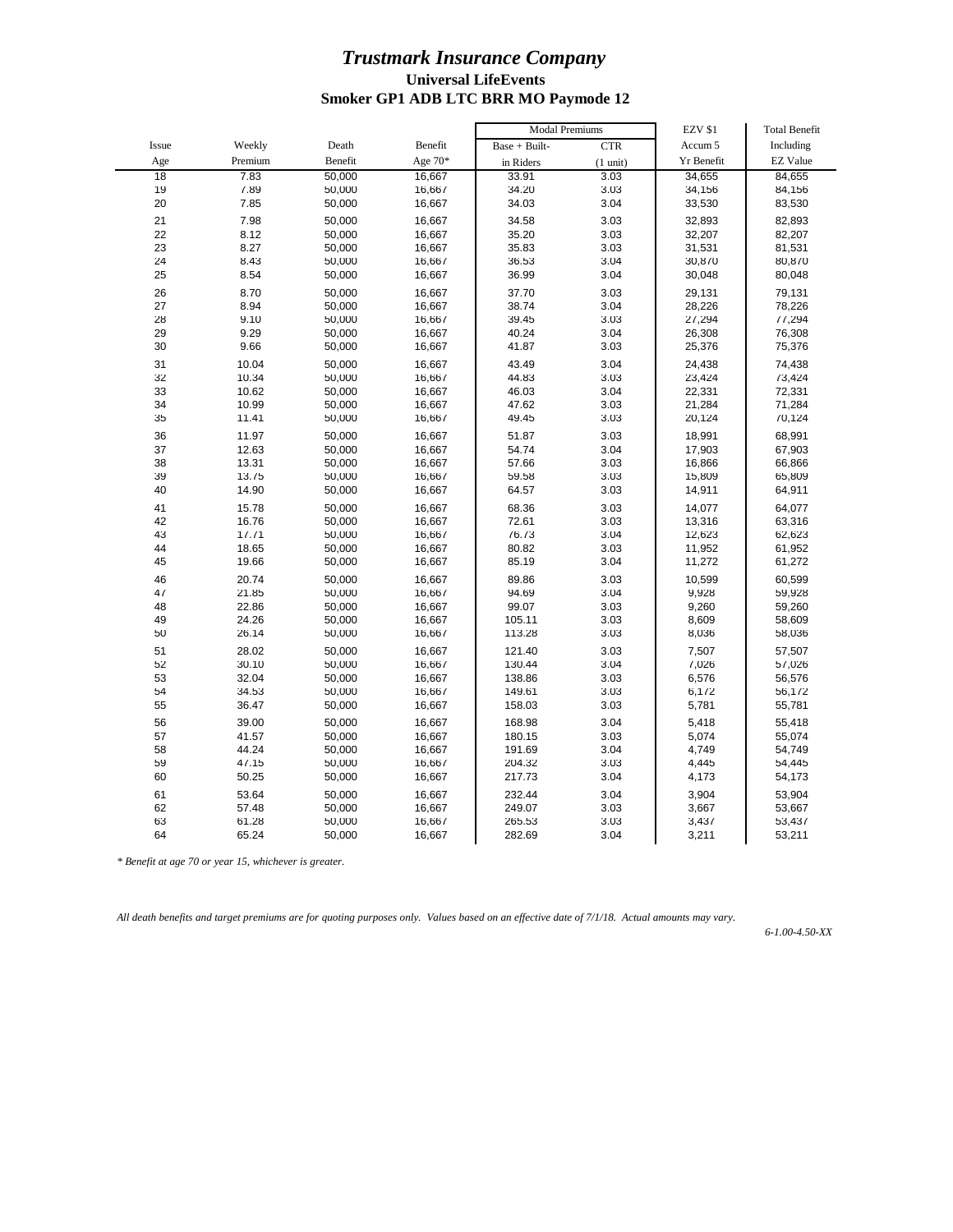# *Trustmark Insurance Company*

## Universal LifeEvents

## Smoker GP1 ADB LTC BRR MO Paymode 12

| | | | | Modal Premiums | | EZV $1 | Total Benefit |
|---|---|---|---|---|---|---|---|
| Issue Age | Weekly Premium | Death Benefit | Benefit Age 70* | Base + Built-in Riders | CTR (1 unit) | Accum 5 Yr Benefit | Including EZ Value |
| 18 | 7.83 | 50,000 | 16,667 | 33.91 | 3.03 | 34,655 | 84,655 |
| 19 | 7.89 | 50,000 | 16,667 | 34.20 | 3.03 | 34,156 | 84,156 |
| 20 | 7.85 | 50,000 | 16,667 | 34.03 | 3.04 | 33,530 | 83,530 |
| 21 | 7.98 | 50,000 | 16,667 | 34.58 | 3.03 | 32,893 | 82,893 |
| 22 | 8.12 | 50,000 | 16,667 | 35.20 | 3.03 | 32,207 | 82,207 |
| 23 | 8.27 | 50,000 | 16,667 | 35.83 | 3.03 | 31,531 | 81,531 |
| 24 | 8.43 | 50,000 | 16,667 | 36.53 | 3.04 | 30,870 | 80,870 |
| 25 | 8.54 | 50,000 | 16,667 | 36.99 | 3.04 | 30,048 | 80,048 |
| 26 | 8.70 | 50,000 | 16,667 | 37.70 | 3.03 | 29,131 | 79,131 |
| 27 | 8.94 | 50,000 | 16,667 | 38.74 | 3.04 | 28,226 | 78,226 |
| 28 | 9.10 | 50,000 | 16,667 | 39.45 | 3.03 | 27,294 | 77,294 |
| 29 | 9.29 | 50,000 | 16,667 | 40.24 | 3.04 | 26,308 | 76,308 |
| 30 | 9.66 | 50,000 | 16,667 | 41.87 | 3.03 | 25,376 | 75,376 |
| 31 | 10.04 | 50,000 | 16,667 | 43.49 | 3.04 | 24,438 | 74,438 |
| 32 | 10.34 | 50,000 | 16,667 | 44.83 | 3.03 | 23,424 | 73,424 |
| 33 | 10.62 | 50,000 | 16,667 | 46.03 | 3.04 | 22,331 | 72,331 |
| 34 | 10.99 | 50,000 | 16,667 | 47.62 | 3.03 | 21,284 | 71,284 |
| 35 | 11.41 | 50,000 | 16,667 | 49.45 | 3.03 | 20,124 | 70,124 |
| 36 | 11.97 | 50,000 | 16,667 | 51.87 | 3.03 | 18,991 | 68,991 |
| 37 | 12.63 | 50,000 | 16,667 | 54.74 | 3.04 | 17,903 | 67,903 |
| 38 | 13.31 | 50,000 | 16,667 | 57.66 | 3.03 | 16,866 | 66,866 |
| 39 | 13.75 | 50,000 | 16,667 | 59.58 | 3.03 | 15,809 | 65,809 |
| 40 | 14.90 | 50,000 | 16,667 | 64.57 | 3.03 | 14,911 | 64,911 |
| 41 | 15.78 | 50,000 | 16,667 | 68.36 | 3.03 | 14,077 | 64,077 |
| 42 | 16.76 | 50,000 | 16,667 | 72.61 | 3.03 | 13,316 | 63,316 |
| 43 | 17.71 | 50,000 | 16,667 | 76.73 | 3.04 | 12,623 | 62,623 |
| 44 | 18.65 | 50,000 | 16,667 | 80.82 | 3.03 | 11,952 | 61,952 |
| 45 | 19.66 | 50,000 | 16,667 | 85.19 | 3.04 | 11,272 | 61,272 |
| 46 | 20.74 | 50,000 | 16,667 | 89.86 | 3.03 | 10,599 | 60,599 |
| 47 | 21.85 | 50,000 | 16,667 | 94.69 | 3.04 | 9,928 | 59,928 |
| 48 | 22.86 | 50,000 | 16,667 | 99.07 | 3.03 | 9,260 | 59,260 |
| 49 | 24.26 | 50,000 | 16,667 | 105.11 | 3.03 | 8,609 | 58,609 |
| 50 | 26.14 | 50,000 | 16,667 | 113.28 | 3.03 | 8,036 | 58,036 |
| 51 | 28.02 | 50,000 | 16,667 | 121.40 | 3.03 | 7,507 | 57,507 |
| 52 | 30.10 | 50,000 | 16,667 | 130.44 | 3.04 | 7,026 | 57,026 |
| 53 | 32.04 | 50,000 | 16,667 | 138.86 | 3.03 | 6,576 | 56,576 |
| 54 | 34.53 | 50,000 | 16,667 | 149.61 | 3.03 | 6,172 | 56,172 |
| 55 | 36.47 | 50,000 | 16,667 | 158.03 | 3.03 | 5,781 | 55,781 |
| 56 | 39.00 | 50,000 | 16,667 | 168.98 | 3.04 | 5,418 | 55,418 |
| 57 | 41.57 | 50,000 | 16,667 | 180.15 | 3.03 | 5,074 | 55,074 |
| 58 | 44.24 | 50,000 | 16,667 | 191.69 | 3.04 | 4,749 | 54,749 |
| 59 | 47.15 | 50,000 | 16,667 | 204.32 | 3.03 | 4,445 | 54,445 |
| 60 | 50.25 | 50,000 | 16,667 | 217.73 | 3.04 | 4,173 | 54,173 |
| 61 | 53.64 | 50,000 | 16,667 | 232.44 | 3.04 | 3,904 | 53,904 |
| 62 | 57.48 | 50,000 | 16,667 | 249.07 | 3.03 | 3,667 | 53,667 |
| 63 | 61.28 | 50,000 | 16,667 | 265.53 | 3.03 | 3,437 | 53,437 |
| 64 | 65.24 | 50,000 | 16,667 | 282.69 | 3.04 | 3,211 | 53,211 |

*\* Benefit at age 70 or year 15, whichever is greater.*

*All death benefits and target premiums are for quoting purposes only. Values based on an effective date of 7/1/18. Actual amounts may vary.*

*6-1.00-4.50-XX*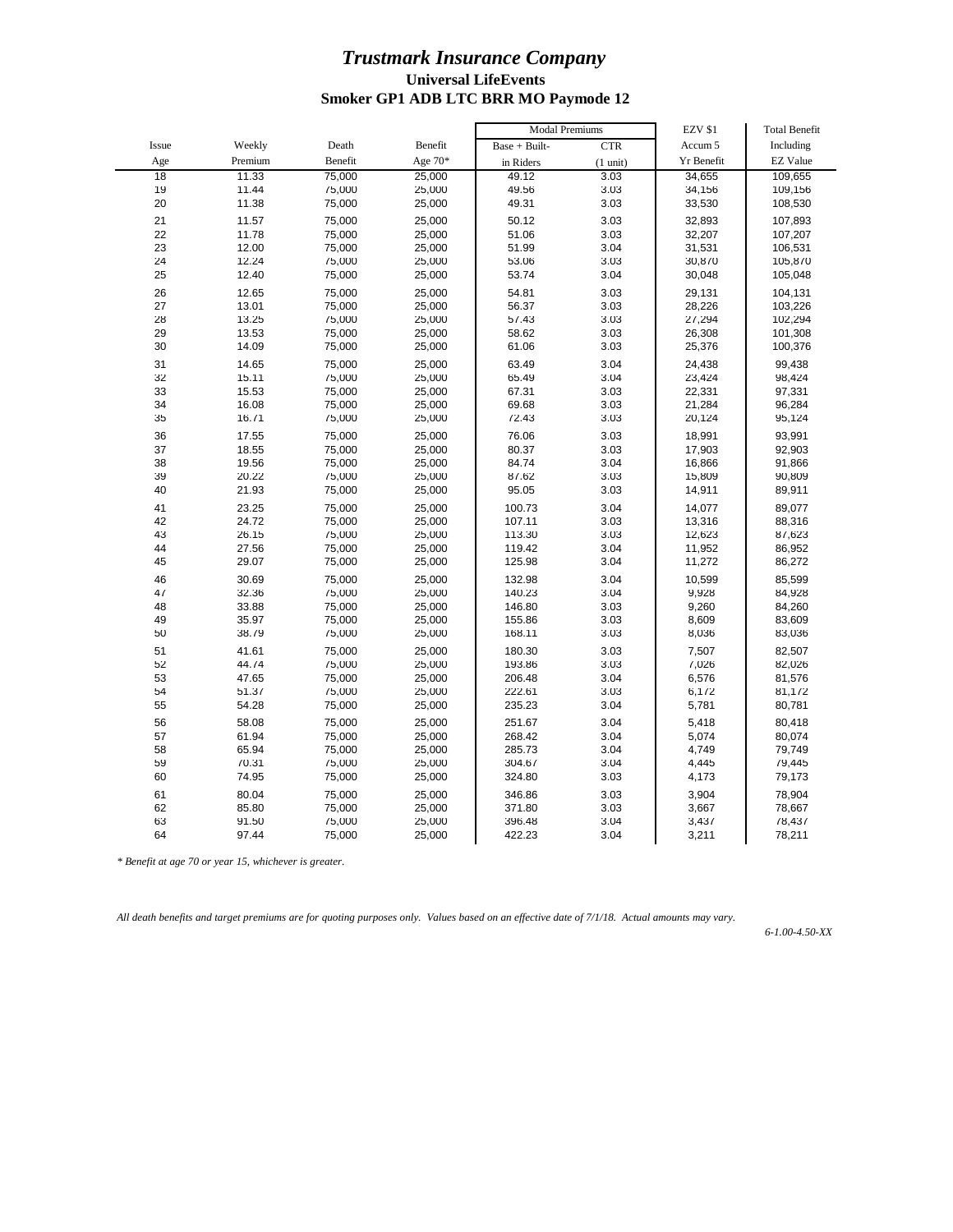# Trustmark Insurance Company

## Universal LifeEvents

### Smoker GP1 ADB LTC BRR MO Paymode 12

| Issue Age | Weekly Premium | Death Benefit | Benefit Age 70* | Modal Premiums Base + Built-in Riders | CTR (1 unit) | EZV $1 Accum 5 Yr Benefit | Total Benefit Including EZ Value |
|---|---|---|---|---|---|---|---|
| 18 | 11.33 | 75,000 | 25,000 | 49.12 | 3.03 | 34,655 | 109,655 |
| 19 | 11.44 | 75,000 | 25,000 | 49.56 | 3.03 | 34,156 | 109,156 |
| 20 | 11.38 | 75,000 | 25,000 | 49.31 | 3.03 | 33,530 | 108,530 |
| 21 | 11.57 | 75,000 | 25,000 | 50.12 | 3.03 | 32,893 | 107,893 |
| 22 | 11.78 | 75,000 | 25,000 | 51.06 | 3.03 | 32,207 | 107,207 |
| 23 | 12.00 | 75,000 | 25,000 | 51.99 | 3.04 | 31,531 | 106,531 |
| 24 | 12.24 | 75,000 | 25,000 | 53.06 | 3.03 | 30,870 | 105,870 |
| 25 | 12.40 | 75,000 | 25,000 | 53.74 | 3.04 | 30,048 | 105,048 |
| 26 | 12.65 | 75,000 | 25,000 | 54.81 | 3.03 | 29,131 | 104,131 |
| 27 | 13.01 | 75,000 | 25,000 | 56.37 | 3.03 | 28,226 | 103,226 |
| 28 | 13.25 | 75,000 | 25,000 | 57.43 | 3.03 | 27,294 | 102,294 |
| 29 | 13.53 | 75,000 | 25,000 | 58.62 | 3.03 | 26,308 | 101,308 |
| 30 | 14.09 | 75,000 | 25,000 | 61.06 | 3.03 | 25,376 | 100,376 |
| 31 | 14.65 | 75,000 | 25,000 | 63.49 | 3.04 | 24,438 | 99,438 |
| 32 | 15.11 | 75,000 | 25,000 | 65.49 | 3.04 | 23,424 | 98,424 |
| 33 | 15.53 | 75,000 | 25,000 | 67.31 | 3.03 | 22,331 | 97,331 |
| 34 | 16.08 | 75,000 | 25,000 | 69.68 | 3.03 | 21,284 | 96,284 |
| 35 | 16.71 | 75,000 | 25,000 | 72.43 | 3.03 | 20,124 | 95,124 |
| 36 | 17.55 | 75,000 | 25,000 | 76.06 | 3.03 | 18,991 | 93,991 |
| 37 | 18.55 | 75,000 | 25,000 | 80.37 | 3.03 | 17,903 | 92,903 |
| 38 | 19.56 | 75,000 | 25,000 | 84.74 | 3.04 | 16,866 | 91,866 |
| 39 | 20.22 | 75,000 | 25,000 | 87.62 | 3.03 | 15,809 | 90,809 |
| 40 | 21.93 | 75,000 | 25,000 | 95.05 | 3.03 | 14,911 | 89,911 |
| 41 | 23.25 | 75,000 | 25,000 | 100.73 | 3.04 | 14,077 | 89,077 |
| 42 | 24.72 | 75,000 | 25,000 | 107.11 | 3.03 | 13,316 | 88,316 |
| 43 | 26.15 | 75,000 | 25,000 | 113.30 | 3.03 | 12,623 | 87,623 |
| 44 | 27.56 | 75,000 | 25,000 | 119.42 | 3.04 | 11,952 | 86,952 |
| 45 | 29.07 | 75,000 | 25,000 | 125.98 | 3.04 | 11,272 | 86,272 |
| 46 | 30.69 | 75,000 | 25,000 | 132.98 | 3.04 | 10,599 | 85,599 |
| 47 | 32.36 | 75,000 | 25,000 | 140.23 | 3.04 | 9,928 | 84,928 |
| 48 | 33.88 | 75,000 | 25,000 | 146.80 | 3.03 | 9,260 | 84,260 |
| 49 | 35.97 | 75,000 | 25,000 | 155.86 | 3.03 | 8,609 | 83,609 |
| 50 | 38.79 | 75,000 | 25,000 | 168.11 | 3.03 | 8,036 | 83,036 |
| 51 | 41.61 | 75,000 | 25,000 | 180.30 | 3.03 | 7,507 | 82,507 |
| 52 | 44.74 | 75,000 | 25,000 | 193.86 | 3.03 | 7,026 | 82,026 |
| 53 | 47.65 | 75,000 | 25,000 | 206.48 | 3.04 | 6,576 | 81,576 |
| 54 | 51.37 | 75,000 | 25,000 | 222.61 | 3.03 | 6,172 | 81,172 |
| 55 | 54.28 | 75,000 | 25,000 | 235.23 | 3.04 | 5,781 | 80,781 |
| 56 | 58.08 | 75,000 | 25,000 | 251.67 | 3.04 | 5,418 | 80,418 |
| 57 | 61.94 | 75,000 | 25,000 | 268.42 | 3.04 | 5,074 | 80,074 |
| 58 | 65.94 | 75,000 | 25,000 | 285.73 | 3.04 | 4,749 | 79,749 |
| 59 | 70.31 | 75,000 | 25,000 | 304.67 | 3.04 | 4,445 | 79,445 |
| 60 | 74.95 | 75,000 | 25,000 | 324.80 | 3.03 | 4,173 | 79,173 |
| 61 | 80.04 | 75,000 | 25,000 | 346.86 | 3.03 | 3,904 | 78,904 |
| 62 | 85.80 | 75,000 | 25,000 | 371.80 | 3.03 | 3,667 | 78,667 |
| 63 | 91.50 | 75,000 | 25,000 | 396.48 | 3.04 | 3,437 | 78,437 |
| 64 | 97.44 | 75,000 | 25,000 | 422.23 | 3.04 | 3,211 | 78,211 |

*\* Benefit at age 70 or year 15, whichever is greater.*

*All death benefits and target premiums are for quoting purposes only. Values based on an effective date of 7/1/18. Actual amounts may vary.*

*6-1.00-4.50-XX*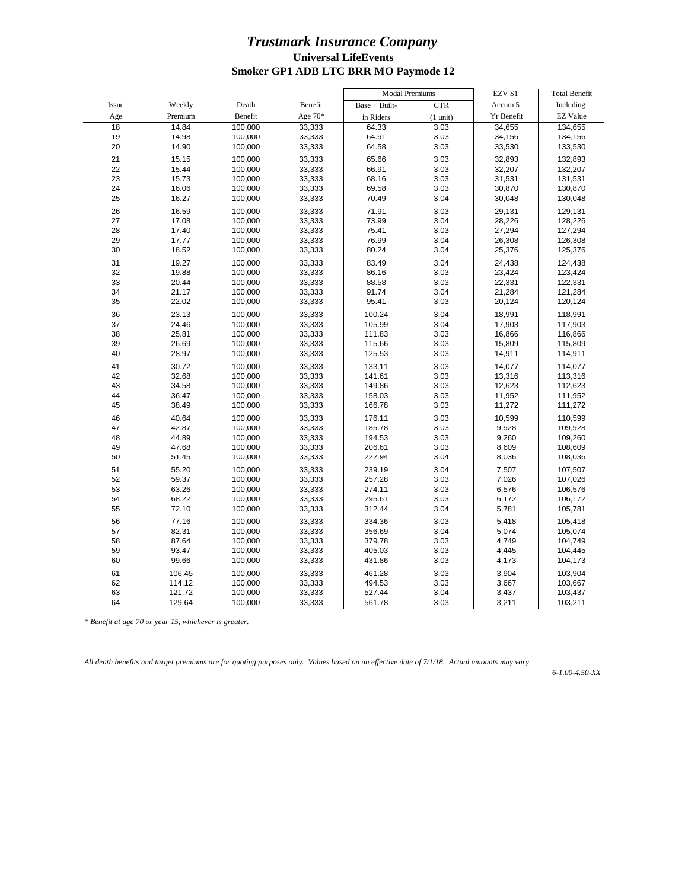# *Trustmark Insurance Company*

## Universal LifeEvents

## Smoker GP1 ADB LTC BRR MO Paymode 12

| Issue Age | Weekly Premium | Death Benefit | Benefit Age 70* | Modal Premiums Base + Built-in Riders | CTR (1 unit) | EZV $1 Accum 5 Yr Benefit | Total Benefit Including EZ Value |
|---|---|---|---|---|---|---|---|
| 18 | 14.84 | 100,000 | 33,333 | 64.33 | 3.03 | 34,655 | 134,655 |
| 19 | 14.98 | 100,000 | 33,333 | 64.91 | 3.03 | 34,156 | 134,156 |
| 20 | 14.90 | 100,000 | 33,333 | 64.58 | 3.03 | 33,530 | 133,530 |
| 21 | 15.15 | 100,000 | 33,333 | 65.66 | 3.03 | 32,893 | 132,893 |
| 22 | 15.44 | 100,000 | 33,333 | 66.91 | 3.03 | 32,207 | 132,207 |
| 23 | 15.73 | 100,000 | 33,333 | 68.16 | 3.03 | 31,531 | 131,531 |
| 24 | 16.06 | 100,000 | 33,333 | 69.58 | 3.03 | 30,870 | 130,870 |
| 25 | 16.27 | 100,000 | 33,333 | 70.49 | 3.04 | 30,048 | 130,048 |
| 26 | 16.59 | 100,000 | 33,333 | 71.91 | 3.03 | 29,131 | 129,131 |
| 27 | 17.08 | 100,000 | 33,333 | 73.99 | 3.04 | 28,226 | 128,226 |
| 28 | 17.40 | 100,000 | 33,333 | 75.41 | 3.03 | 27,294 | 127,294 |
| 29 | 17.77 | 100,000 | 33,333 | 76.99 | 3.04 | 26,308 | 126,308 |
| 30 | 18.52 | 100,000 | 33,333 | 80.24 | 3.04 | 25,376 | 125,376 |
| 31 | 19.27 | 100,000 | 33,333 | 83.49 | 3.04 | 24,438 | 124,438 |
| 32 | 19.88 | 100,000 | 33,333 | 86.16 | 3.03 | 23,424 | 123,424 |
| 33 | 20.44 | 100,000 | 33,333 | 88.58 | 3.03 | 22,331 | 122,331 |
| 34 | 21.17 | 100,000 | 33,333 | 91.74 | 3.04 | 21,284 | 121,284 |
| 35 | 22.02 | 100,000 | 33,333 | 95.41 | 3.03 | 20,124 | 120,124 |
| 36 | 23.13 | 100,000 | 33,333 | 100.24 | 3.04 | 18,991 | 118,991 |
| 37 | 24.46 | 100,000 | 33,333 | 105.99 | 3.04 | 17,903 | 117,903 |
| 38 | 25.81 | 100,000 | 33,333 | 111.83 | 3.03 | 16,866 | 116,866 |
| 39 | 26.69 | 100,000 | 33,333 | 115.66 | 3.03 | 15,809 | 115,809 |
| 40 | 28.97 | 100,000 | 33,333 | 125.53 | 3.03 | 14,911 | 114,911 |
| 41 | 30.72 | 100,000 | 33,333 | 133.11 | 3.03 | 14,077 | 114,077 |
| 42 | 32.68 | 100,000 | 33,333 | 141.61 | 3.03 | 13,316 | 113,316 |
| 43 | 34.58 | 100,000 | 33,333 | 149.86 | 3.03 | 12,623 | 112,623 |
| 44 | 36.47 | 100,000 | 33,333 | 158.03 | 3.03 | 11,952 | 111,952 |
| 45 | 38.49 | 100,000 | 33,333 | 166.78 | 3.03 | 11,272 | 111,272 |
| 46 | 40.64 | 100,000 | 33,333 | 176.11 | 3.03 | 10,599 | 110,599 |
| 47 | 42.87 | 100,000 | 33,333 | 185.78 | 3.03 | 9,928 | 109,928 |
| 48 | 44.89 | 100,000 | 33,333 | 194.53 | 3.03 | 9,260 | 109,260 |
| 49 | 47.68 | 100,000 | 33,333 | 206.61 | 3.03 | 8,609 | 108,609 |
| 50 | 51.45 | 100,000 | 33,333 | 222.94 | 3.04 | 8,036 | 108,036 |
| 51 | 55.20 | 100,000 | 33,333 | 239.19 | 3.04 | 7,507 | 107,507 |
| 52 | 59.37 | 100,000 | 33,333 | 257.28 | 3.03 | 7,026 | 107,026 |
| 53 | 63.26 | 100,000 | 33,333 | 274.11 | 3.03 | 6,576 | 106,576 |
| 54 | 68.22 | 100,000 | 33,333 | 295.61 | 3.03 | 6,172 | 106,172 |
| 55 | 72.10 | 100,000 | 33,333 | 312.44 | 3.04 | 5,781 | 105,781 |
| 56 | 77.16 | 100,000 | 33,333 | 334.36 | 3.03 | 5,418 | 105,418 |
| 57 | 82.31 | 100,000 | 33,333 | 356.69 | 3.04 | 5,074 | 105,074 |
| 58 | 87.64 | 100,000 | 33,333 | 379.78 | 3.03 | 4,749 | 104,749 |
| 59 | 93.47 | 100,000 | 33,333 | 405.03 | 3.03 | 4,445 | 104,445 |
| 60 | 99.66 | 100,000 | 33,333 | 431.86 | 3.03 | 4,173 | 104,173 |
| 61 | 106.45 | 100,000 | 33,333 | 461.28 | 3.03 | 3,904 | 103,904 |
| 62 | 114.12 | 100,000 | 33,333 | 494.53 | 3.03 | 3,667 | 103,667 |
| 63 | 121.72 | 100,000 | 33,333 | 527.44 | 3.04 | 3,437 | 103,437 |
| 64 | 129.64 | 100,000 | 33,333 | 561.78 | 3.03 | 3,211 | 103,211 |

*\* Benefit at age 70 or year 15, whichever is greater.*

*All death benefits and target premiums are for quoting purposes only. Values based on an effective date of 7/1/18. Actual amounts may vary.*

*6-1.00-4.50-XX*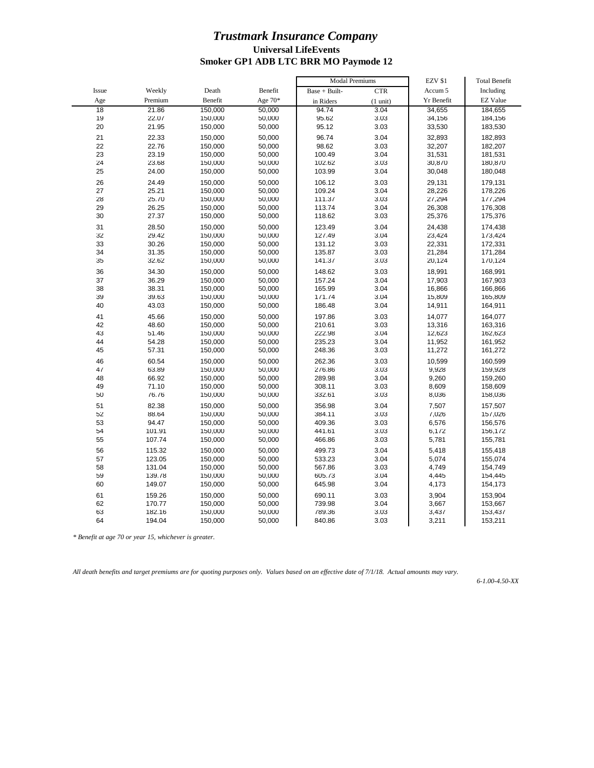# Trustmark Insurance Company

## Universal LifeEvents

## Smoker GP1 ADB LTC BRR MO Paymode 12

| Issue Age | Weekly Premium | Death Benefit | Benefit Age 70* | Modal Premiums Base + Built-in Riders | Modal Premiums CTR (1 unit) | EZV $1 Accum 5 Yr Benefit | Total Benefit Including EZ Value |
|---|---|---|---|---|---|---|---|
| 18 | 21.86 | 150,000 | 50,000 | 94.74 | 3.04 | 34,655 | 184,655 |
| 19 | 22.07 | 150,000 | 50,000 | 95.62 | 3.03 | 34,156 | 184,156 |
| 20 | 21.95 | 150,000 | 50,000 | 95.12 | 3.03 | 33,530 | 183,530 |
| 21 | 22.33 | 150,000 | 50,000 | 96.74 | 3.04 | 32,893 | 182,893 |
| 22 | 22.76 | 150,000 | 50,000 | 98.62 | 3.03 | 32,207 | 182,207 |
| 23 | 23.19 | 150,000 | 50,000 | 100.49 | 3.04 | 31,531 | 181,531 |
| 24 | 23.68 | 150,000 | 50,000 | 102.62 | 3.03 | 30,870 | 180,870 |
| 25 | 24.00 | 150,000 | 50,000 | 103.99 | 3.04 | 30,048 | 180,048 |
| 26 | 24.49 | 150,000 | 50,000 | 106.12 | 3.03 | 29,131 | 179,131 |
| 27 | 25.21 | 150,000 | 50,000 | 109.24 | 3.04 | 28,226 | 178,226 |
| 28 | 25.70 | 150,000 | 50,000 | 111.37 | 3.03 | 27,294 | 177,294 |
| 29 | 26.25 | 150,000 | 50,000 | 113.74 | 3.04 | 26,308 | 176,308 |
| 30 | 27.37 | 150,000 | 50,000 | 118.62 | 3.03 | 25,376 | 175,376 |
| 31 | 28.50 | 150,000 | 50,000 | 123.49 | 3.04 | 24,438 | 174,438 |
| 32 | 29.42 | 150,000 | 50,000 | 127.49 | 3.04 | 23,424 | 173,424 |
| 33 | 30.26 | 150,000 | 50,000 | 131.12 | 3.03 | 22,331 | 172,331 |
| 34 | 31.35 | 150,000 | 50,000 | 135.87 | 3.03 | 21,284 | 171,284 |
| 35 | 32.62 | 150,000 | 50,000 | 141.37 | 3.03 | 20,124 | 170,124 |
| 36 | 34.30 | 150,000 | 50,000 | 148.62 | 3.03 | 18,991 | 168,991 |
| 37 | 36.29 | 150,000 | 50,000 | 157.24 | 3.04 | 17,903 | 167,903 |
| 38 | 38.31 | 150,000 | 50,000 | 165.99 | 3.04 | 16,866 | 166,866 |
| 39 | 39.63 | 150,000 | 50,000 | 171.74 | 3.04 | 15,809 | 165,809 |
| 40 | 43.03 | 150,000 | 50,000 | 186.48 | 3.04 | 14,911 | 164,911 |
| 41 | 45.66 | 150,000 | 50,000 | 197.86 | 3.03 | 14,077 | 164,077 |
| 42 | 48.60 | 150,000 | 50,000 | 210.61 | 3.03 | 13,316 | 163,316 |
| 43 | 51.46 | 150,000 | 50,000 | 222.98 | 3.04 | 12,623 | 162,623 |
| 44 | 54.28 | 150,000 | 50,000 | 235.23 | 3.04 | 11,952 | 161,952 |
| 45 | 57.31 | 150,000 | 50,000 | 248.36 | 3.03 | 11,272 | 161,272 |
| 46 | 60.54 | 150,000 | 50,000 | 262.36 | 3.03 | 10,599 | 160,599 |
| 47 | 63.89 | 150,000 | 50,000 | 276.86 | 3.03 | 9,928 | 159,928 |
| 48 | 66.92 | 150,000 | 50,000 | 289.98 | 3.04 | 9,260 | 159,260 |
| 49 | 71.10 | 150,000 | 50,000 | 308.11 | 3.03 | 8,609 | 158,609 |
| 50 | 76.76 | 150,000 | 50,000 | 332.61 | 3.03 | 8,036 | 158,036 |
| 51 | 82.38 | 150,000 | 50,000 | 356.98 | 3.04 | 7,507 | 157,507 |
| 52 | 88.64 | 150,000 | 50,000 | 384.11 | 3.03 | 7,026 | 157,026 |
| 53 | 94.47 | 150,000 | 50,000 | 409.36 | 3.03 | 6,576 | 156,576 |
| 54 | 101.91 | 150,000 | 50,000 | 441.61 | 3.03 | 6,172 | 156,172 |
| 55 | 107.74 | 150,000 | 50,000 | 466.86 | 3.03 | 5,781 | 155,781 |
| 56 | 115.32 | 150,000 | 50,000 | 499.73 | 3.04 | 5,418 | 155,418 |
| 57 | 123.05 | 150,000 | 50,000 | 533.23 | 3.04 | 5,074 | 155,074 |
| 58 | 131.04 | 150,000 | 50,000 | 567.86 | 3.03 | 4,749 | 154,749 |
| 59 | 139.78 | 150,000 | 50,000 | 605.73 | 3.04 | 4,445 | 154,445 |
| 60 | 149.07 | 150,000 | 50,000 | 645.98 | 3.04 | 4,173 | 154,173 |
| 61 | 159.26 | 150,000 | 50,000 | 690.11 | 3.03 | 3,904 | 153,904 |
| 62 | 170.77 | 150,000 | 50,000 | 739.98 | 3.04 | 3,667 | 153,667 |
| 63 | 182.16 | 150,000 | 50,000 | 789.36 | 3.03 | 3,437 | 153,437 |
| 64 | 194.04 | 150,000 | 50,000 | 840.86 | 3.03 | 3,211 | 153,211 |

*\* Benefit at age 70 or year 15, whichever is greater.*

*All death benefits and target premiums are for quoting purposes only. Values based on an effective date of 7/1/18. Actual amounts may vary.*

*6-1.00-4.50-XX*